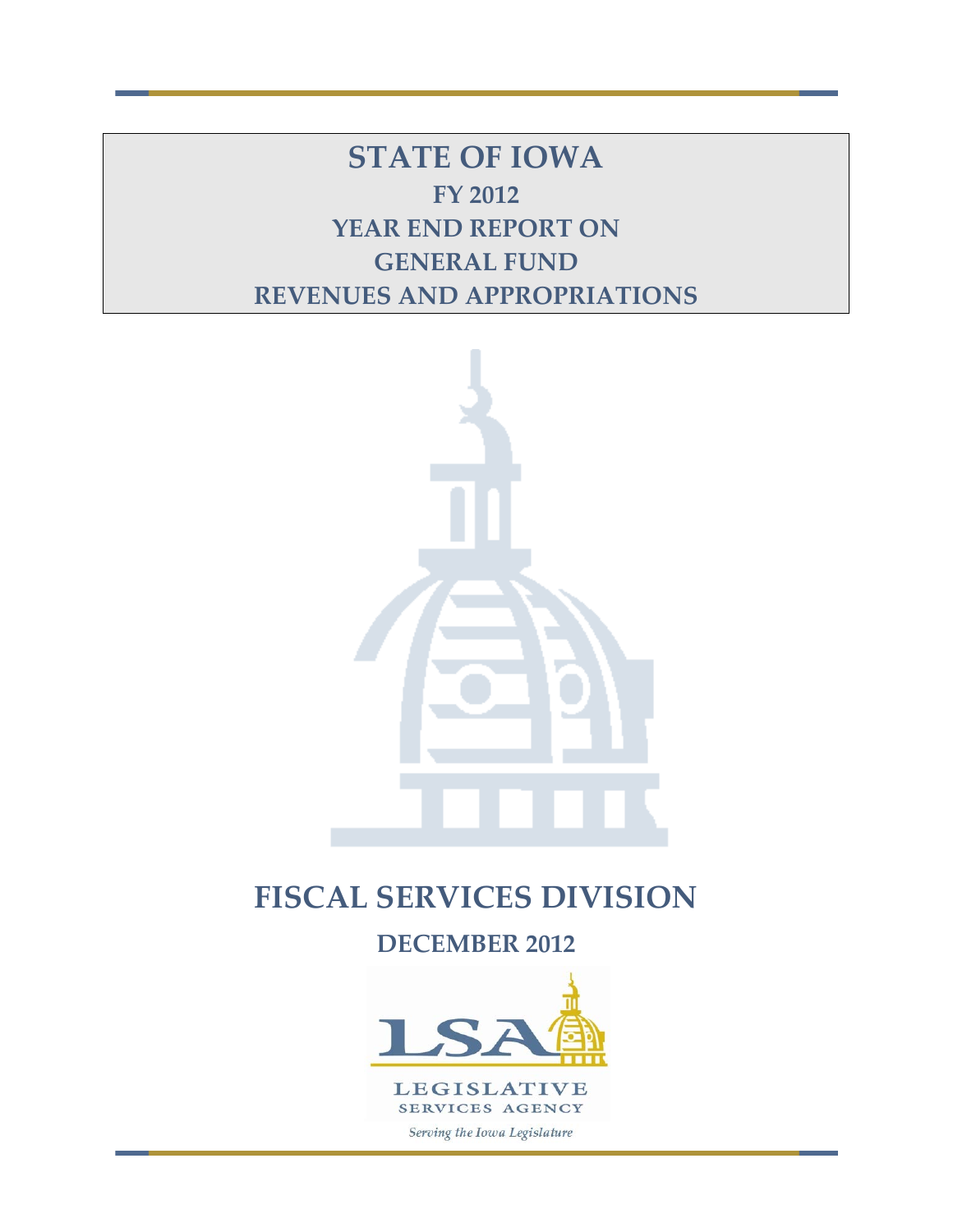# STATE OF IOWA

## FY 2012

## YEAR END REPORT ON

## GENERAL FUND

## REVENUES AND APPROPRIATIONS

# FISCAL SERVICES DIVISION

## DECEMBER 2012

LEGISLATIVE SERVICES AGENCY

*Serving the Iowa Legislature*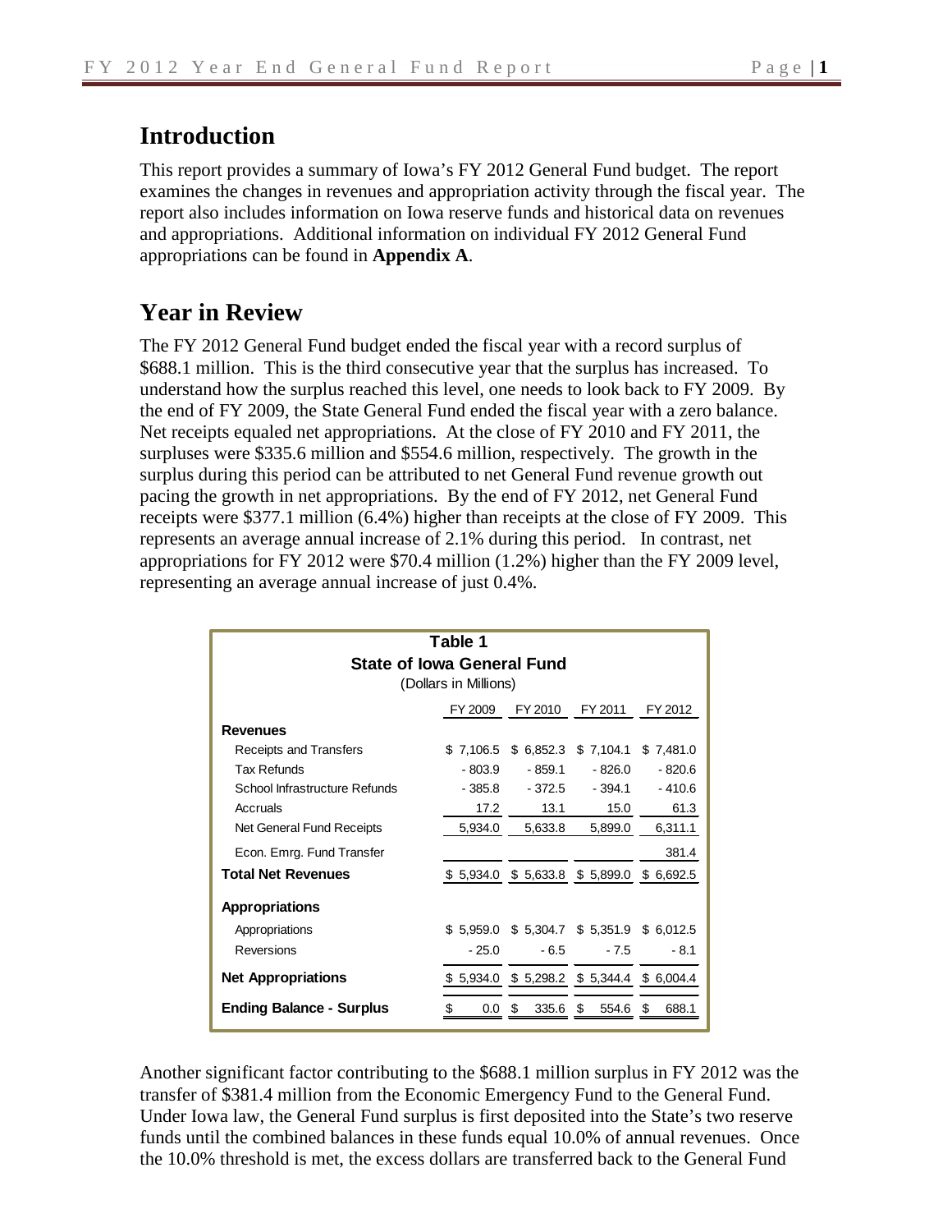## Introduction

This report provides a summary of Iowa's FY 2012 General Fund budget. The report examines the changes in revenues and appropriation activity through the fiscal year. The report also includes information on Iowa reserve funds and historical data on revenues and appropriations. Additional information on individual FY 2012 General Fund appropriations can be found in **Appendix A**.

## Year in Review

The FY 2012 General Fund budget ended the fiscal year with a record surplus of $688.1 million. This is the third consecutive year that the surplus has increased. To understand how the surplus reached this level, one needs to look back to FY 2009. By the end of FY 2009, the State General Fund ended the fiscal year with a zero balance. Net receipts equaled net appropriations. At the close of FY 2010 and FY 2011, the surpluses were $335.6 million and $554.6 million, respectively. The growth in the surplus during this period can be attributed to net General Fund revenue growth out pacing the growth in net appropriations. By the end of FY 2012, net General Fund receipts were $377.1 million (6.4%) higher than receipts at the close of FY 2009. This represents an average annual increase of 2.1% during this period. In contrast, net appropriations for FY 2012 were $70.4 million (1.2%) higher than the FY 2009 level, representing an average annual increase of just 0.4%.

**Table 1**
**State of Iowa General Fund**
(Dollars in Millions)

| | FY 2009 | FY 2010 | FY 2011 | FY 2012 |
|---|---|---|---|---|
| **Revenues** | | | | |
| Receipts and Transfers | $ 7,106.5 | $ 6,852.3 | $ 7,104.1 | $ 7,481.0 |
| Tax Refunds | - 803.9 | - 859.1 | - 826.0 | - 820.6 |
| School Infrastructure Refunds | - 385.8 | - 372.5 | - 394.1 | - 410.6 |
| Accruals | 17.2 | 13.1 | 15.0 | 61.3 |
| Net General Fund Receipts | 5,934.0 | 5,633.8 | 5,899.0 | 6,311.1 |
| Econ. Emrg. Fund Transfer | | | | 381.4 |
| **Total Net Revenues** | $ 5,934.0 | $ 5,633.8 | $ 5,899.0 | $ 6,692.5 |
| **Appropriations** | | | | |
| Appropriations | $ 5,959.0 | $ 5,304.7 | $ 5,351.9 | $ 6,012.5 |
| Reversions | - 25.0 | - 6.5 | - 7.5 | - 8.1 |
| **Net Appropriations** | $ 5,934.0 | $ 5,298.2 | $ 5,344.4 | $ 6,004.4 |
| **Ending Balance - Surplus** | $ 0.0 | $ 335.6 | $ 554.6 | $ 688.1 |

Another significant factor contributing to the $688.1 million surplus in FY 2012 was the transfer of $381.4 million from the Economic Emergency Fund to the General Fund. Under Iowa law, the General Fund surplus is first deposited into the State's two reserve funds until the combined balances in these funds equal 10.0% of annual revenues. Once the 10.0% threshold is met, the excess dollars are transferred back to the General Fund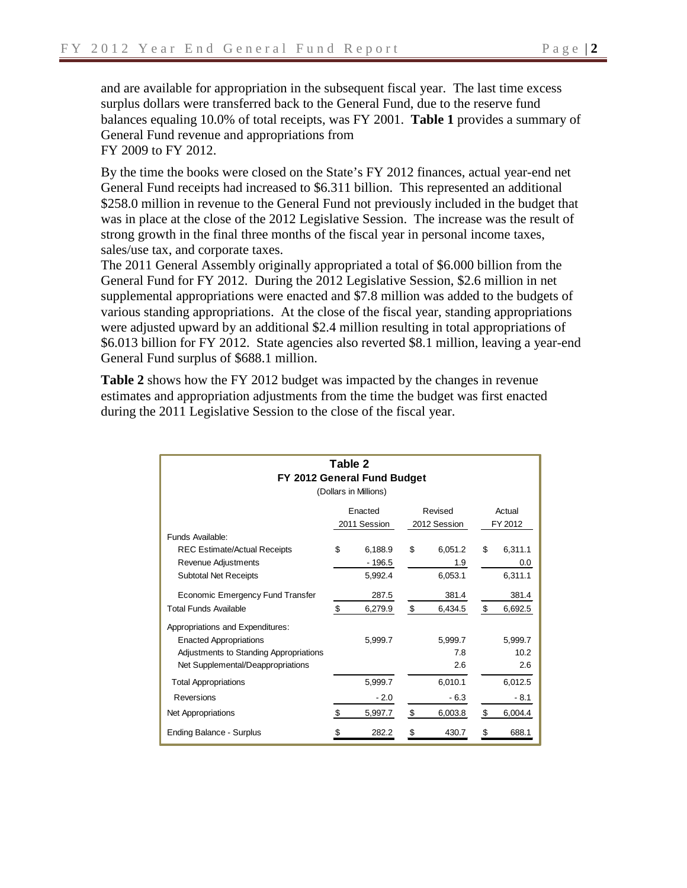and are available for appropriation in the subsequent fiscal year. The last time excess surplus dollars were transferred back to the General Fund, due to the reserve fund balances equaling 10.0% of total receipts, was FY 2001. **Table 1** provides a summary of General Fund revenue and appropriations from FY 2009 to FY 2012.

By the time the books were closed on the State's FY 2012 finances, actual year-end net General Fund receipts had increased to $6.311 billion. This represented an additional $258.0 million in revenue to the General Fund not previously included in the budget that was in place at the close of the 2012 Legislative Session. The increase was the result of strong growth in the final three months of the fiscal year in personal income taxes, sales/use tax, and corporate taxes.

The 2011 General Assembly originally appropriated a total of $6.000 billion from the General Fund for FY 2012. During the 2012 Legislative Session, $2.6 million in net supplemental appropriations were enacted and $7.8 million was added to the budgets of various standing appropriations. At the close of the fiscal year, standing appropriations were adjusted upward by an additional $2.4 million resulting in total appropriations of $6.013 billion for FY 2012. State agencies also reverted $8.1 million, leaving a year-end General Fund surplus of $688.1 million.

**Table 2** shows how the FY 2012 budget was impacted by the changes in revenue estimates and appropriation adjustments from the time the budget was first enacted during the 2011 Legislative Session to the close of the fiscal year.

**Table 2**
**FY 2012 General Fund Budget**
(Dollars in Millions)

| | Enacted 2011 Session | Revised 2012 Session | Actual FY 2012 |
|---|---|---|---|
| Funds Available: | | | |
| REC Estimate/Actual Receipts | $ 6,188.9 | $ 6,051.2 | $ 6,311.1 |
| Revenue Adjustments | - 196.5 | 1.9 | 0.0 |
| Subtotal Net Receipts | 5,992.4 | 6,053.1 | 6,311.1 |
| Economic Emergency Fund Transfer | 287.5 | 381.4 | 381.4 |
| Total Funds Available | $ 6,279.9 | $ 6,434.5 | $ 6,692.5 |
| Appropriations and Expenditures: | | | |
| Enacted Appropriations | 5,999.7 | 5,999.7 | 5,999.7 |
| Adjustments to Standing Appropriations | | 7.8 | 10.2 |
| Net Supplemental/Deappropriations | | 2.6 | 2.6 |
| Total Appropriations | 5,999.7 | 6,010.1 | 6,012.5 |
| Reversions | - 2.0 | - 6.3 | - 8.1 |
| Net Appropriations | $ 5,997.7 | $ 6,003.8 | $ 6,004.4 |
| Ending Balance - Surplus | $ 282.2 | $ 430.7 | $ 688.1 |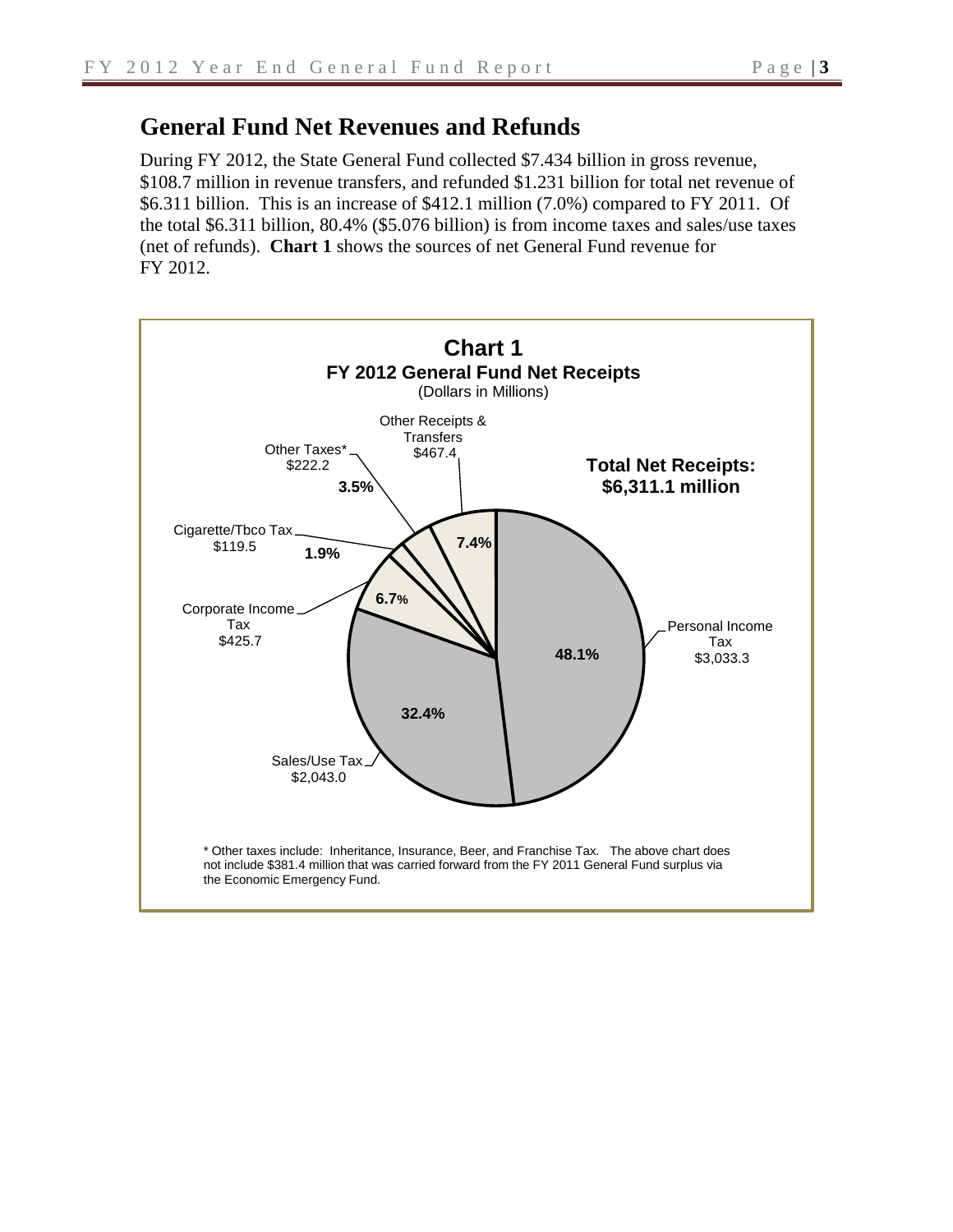## General Fund Net Revenues and Refunds

During FY 2012, the State General Fund collected $7.434 billion in gross revenue, $108.7 million in revenue transfers, and refunded $1.231 billion for total net revenue of $6.311 billion. This is an increase of $412.1 million (7.0%) compared to FY 2011. Of the total $6.311 billion, 80.4% ($5.076 billion) is from income taxes and sales/use taxes (net of refunds). **Chart 1** shows the sources of net General Fund revenue for FY 2012.

**Chart 1**
**FY 2012 General Fund Net Receipts**
(Dollars in Millions)

**Total Net Receipts: $6,311.1 million**

| Source | Amount | Percent |
|---|---|---|
| Personal Income Tax | $3,033.3 | 48.1% |
| Sales/Use Tax | $2,043.0 | 32.4% |
| Corporate Income Tax | $425.7 | 6.7% |
| Cigarette/Tbco Tax | $119.5 | 1.9% |
| Other Taxes* | $222.2 | 3.5% |
| Other Receipts & Transfers | $467.4 | 7.4% |

* Other taxes include: Inheritance, Insurance, Beer, and Franchise Tax. The above chart does not include $381.4 million that was carried forward from the FY 2011 General Fund surplus via the Economic Emergency Fund.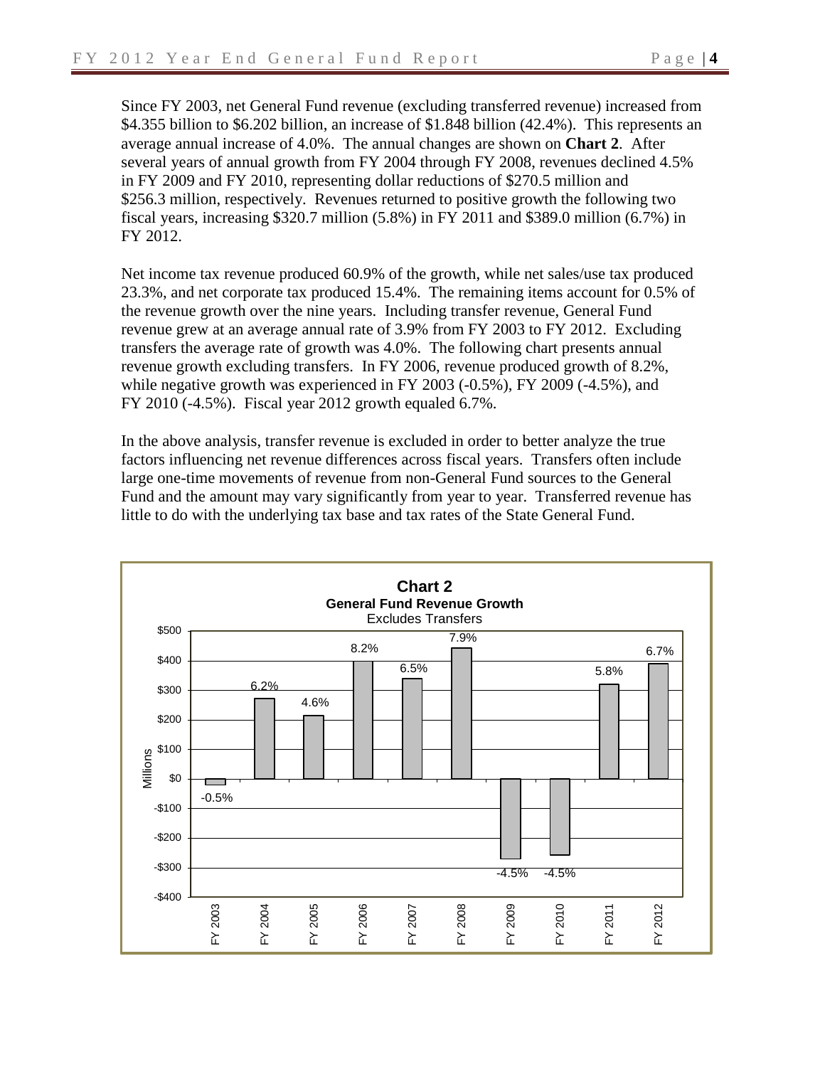Since FY 2003, net General Fund revenue (excluding transferred revenue) increased from \$4.355 billion to \$6.202 billion, an increase of \$1.848 billion (42.4%). This represents an average annual increase of 4.0%. The annual changes are shown on **Chart 2**. After several years of annual growth from FY 2004 through FY 2008, revenues declined 4.5% in FY 2009 and FY 2010, representing dollar reductions of \$270.5 million and \$256.3 million, respectively. Revenues returned to positive growth the following two fiscal years, increasing \$320.7 million (5.8%) in FY 2011 and \$389.0 million (6.7%) in FY 2012.

Net income tax revenue produced 60.9% of the growth, while net sales/use tax produced 23.3%, and net corporate tax produced 15.4%. The remaining items account for 0.5% of the revenue growth over the nine years. Including transfer revenue, General Fund revenue grew at an average annual rate of 3.9% from FY 2003 to FY 2012. Excluding transfers the average rate of growth was 4.0%. The following chart presents annual revenue growth excluding transfers. In FY 2006, revenue produced growth of 8.2%, while negative growth was experienced in FY 2003 (-0.5%), FY 2009 (-4.5%), and FY 2010 (-4.5%). Fiscal year 2012 growth equaled 6.7%.

In the above analysis, transfer revenue is excluded in order to better analyze the true factors influencing net revenue differences across fiscal years. Transfers often include large one-time movements of revenue from non-General Fund sources to the General Fund and the amount may vary significantly from year to year. Transferred revenue has little to do with the underlying tax base and tax rates of the State General Fund.

**Chart 2**
**General Fund Revenue Growth**
Excludes Transfers

| Fiscal Year | Growth |
| --- | --- |
| FY 2003 | -0.5% |
| FY 2004 | 6.2% |
| FY 2005 | 4.6% |
| FY 2006 | 8.2% |
| FY 2007 | 6.5% |
| FY 2008 | 7.9% |
| FY 2009 | -4.5% |
| FY 2010 | -4.5% |
| FY 2011 | 5.8% |
| FY 2012 | 6.7% |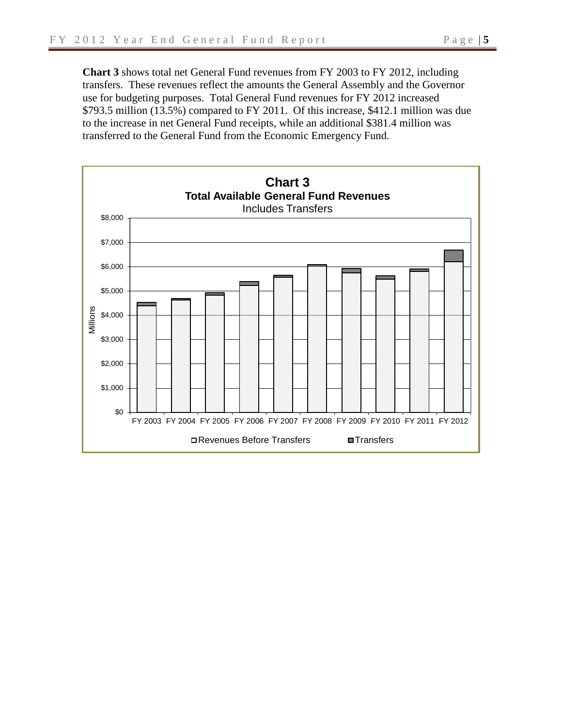**Chart 3** shows total net General Fund revenues from FY 2003 to FY 2012, including transfers. These revenues reflect the amounts the General Assembly and the Governor use for budgeting purposes. Total General Fund revenues for FY 2012 increased $793.5 million (13.5%) compared to FY 2011. Of this increase, $412.1 million was due to the increase in net General Fund receipts, while an additional $381.4 million was transferred to the General Fund from the Economic Emergency Fund.

**Chart 3**
**Total Available General Fund Revenues**
Includes Transfers

Millions: $0, $1,000, $2,000, $3,000, $4,000, $5,000, $6,000, $7,000, $8,000

FY 2003 FY 2004 FY 2005 FY 2006 FY 2007 FY 2008 FY 2009 FY 2010 FY 2011 FY 2012

Revenues Before Transfers   Transfers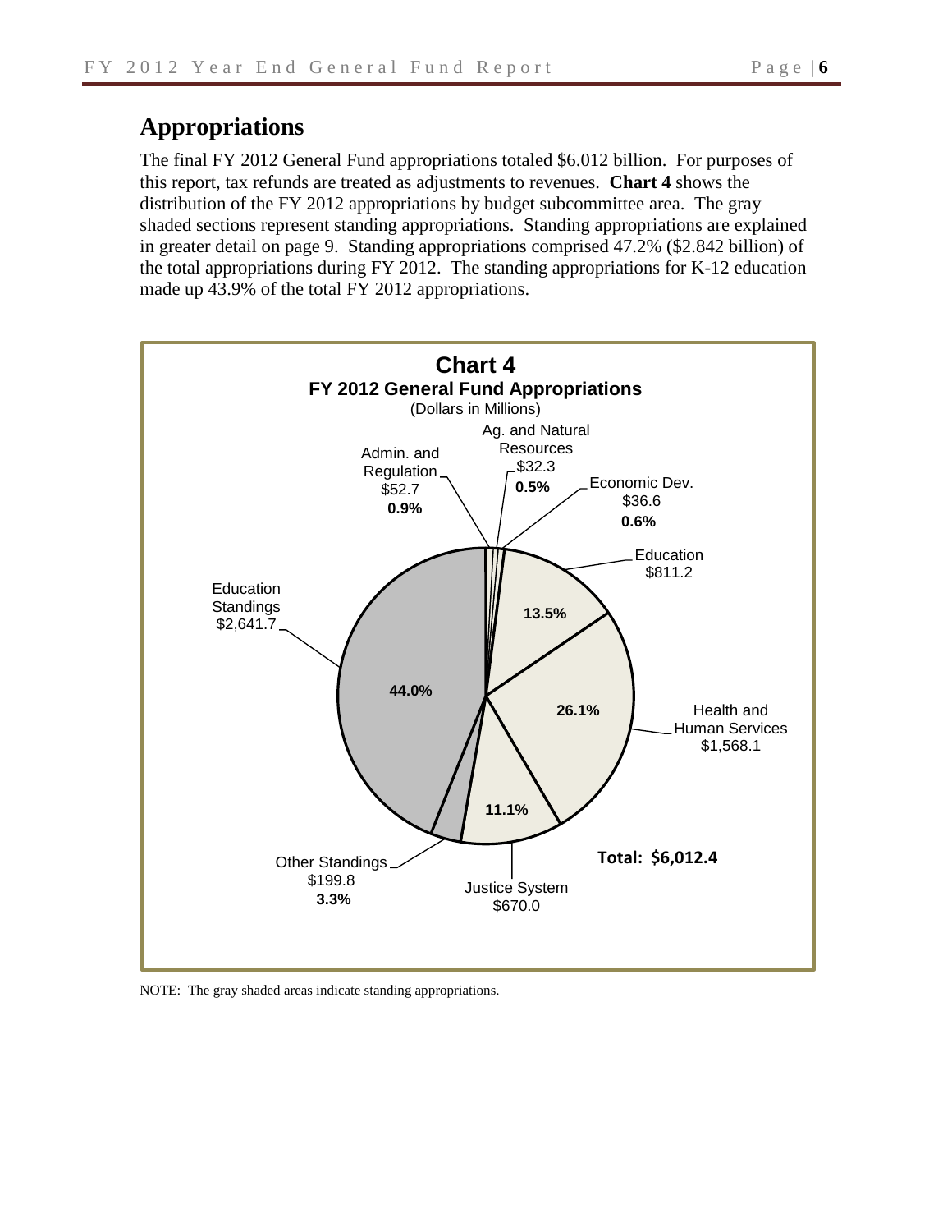## Appropriations

The final FY 2012 General Fund appropriations totaled $6.012 billion. For purposes of this report, tax refunds are treated as adjustments to revenues. **Chart 4** shows the distribution of the FY 2012 appropriations by budget subcommittee area. The gray shaded sections represent standing appropriations. Standing appropriations are explained in greater detail on page 9. Standing appropriations comprised 47.2% ($2.842 billion) of the total appropriations during FY 2012. The standing appropriations for K-12 education made up 43.9% of the total FY 2012 appropriations.

**Chart 4**
**FY 2012 General Fund Appropriations**
(Dollars in Millions)

| Area | Amount | Percent |
|---|---|---|
| Admin. and Regulation | $52.7 | 0.9% |
| Ag. and Natural Resources | $32.3 | 0.5% |
| Economic Dev. | $36.6 | 0.6% |
| Education | $811.2 | 13.5% |
| Health and Human Services | $1,568.1 | 26.1% |
| Justice System | $670.0 | 11.1% |
| Other Standings | $199.8 | 3.3% |
| Education Standings | $2,641.7 | 44.0% |

**Total: $6,012.4**

NOTE: The gray shaded areas indicate standing appropriations.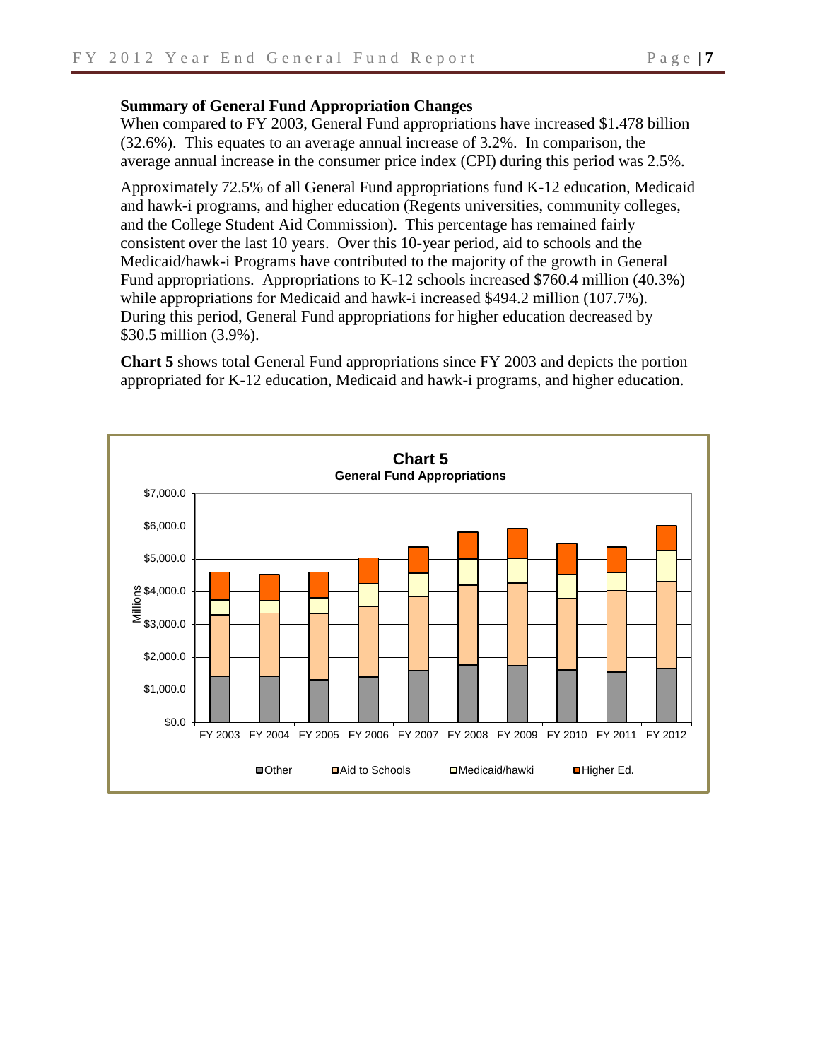### Summary of General Fund Appropriation Changes

When compared to FY 2003, General Fund appropriations have increased $1.478 billion (32.6%). This equates to an average annual increase of 3.2%. In comparison, the average annual increase in the consumer price index (CPI) during this period was 2.5%.

Approximately 72.5% of all General Fund appropriations fund K-12 education, Medicaid and hawk-i programs, and higher education (Regents universities, community colleges, and the College Student Aid Commission). This percentage has remained fairly consistent over the last 10 years. Over this 10-year period, aid to schools and the Medicaid/hawk-i Programs have contributed to the majority of the growth in General Fund appropriations. Appropriations to K-12 schools increased $760.4 million (40.3%) while appropriations for Medicaid and hawk-i increased $494.2 million (107.7%). During this period, General Fund appropriations for higher education decreased by $30.5 million (3.9%).

**Chart 5** shows total General Fund appropriations since FY 2003 and depicts the portion appropriated for K-12 education, Medicaid and hawk-i programs, and higher education.

**Chart 5**
**General Fund Appropriations**

Millions

$7,000.0 | $6,000.0 | $5,000.0 | $4,000.0 | $3,000.0 | $2,000.0 | $1,000.0 | $0.0

FY 2003 | FY 2004 | FY 2005 | FY 2006 | FY 2007 | FY 2008 | FY 2009 | FY 2010 | FY 2011 | FY 2012

Other | Aid to Schools | Medicaid/hawki | Higher Ed.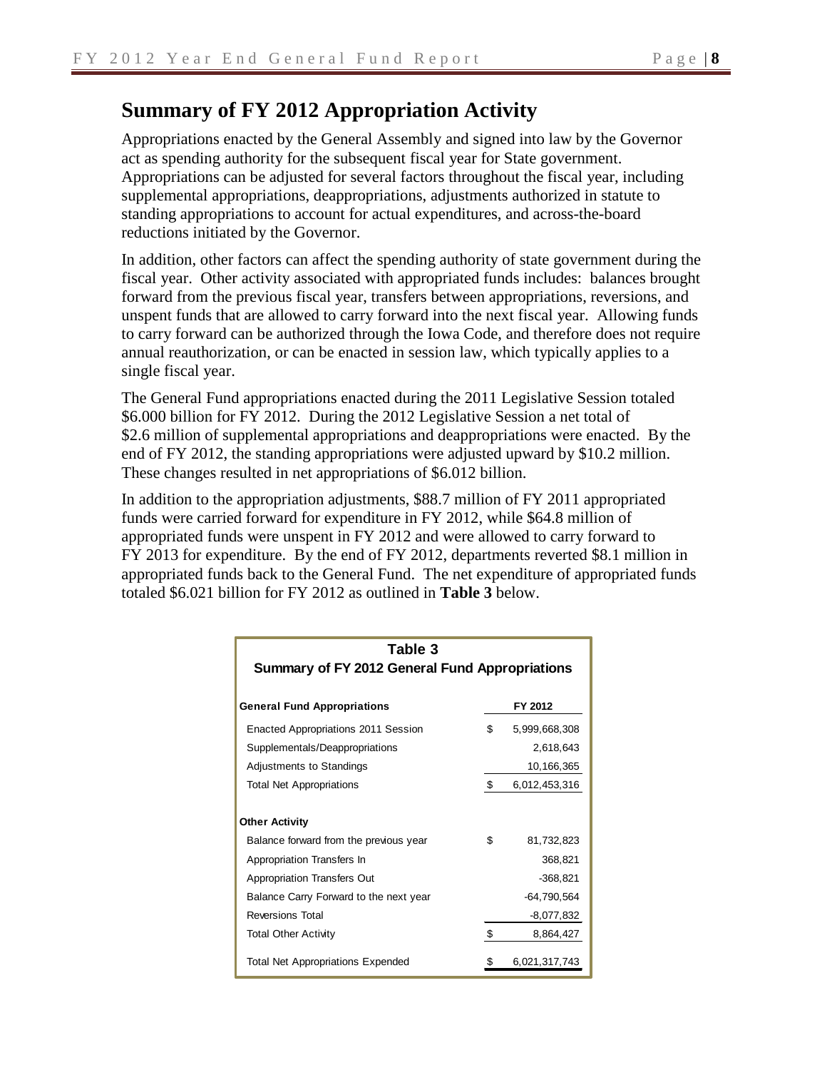## Summary of FY 2012 Appropriation Activity

Appropriations enacted by the General Assembly and signed into law by the Governor act as spending authority for the subsequent fiscal year for State government. Appropriations can be adjusted for several factors throughout the fiscal year, including supplemental appropriations, deappropriations, adjustments authorized in statute to standing appropriations to account for actual expenditures, and across-the-board reductions initiated by the Governor.

In addition, other factors can affect the spending authority of state government during the fiscal year. Other activity associated with appropriated funds includes: balances brought forward from the previous fiscal year, transfers between appropriations, reversions, and unspent funds that are allowed to carry forward into the next fiscal year. Allowing funds to carry forward can be authorized through the Iowa Code, and therefore does not require annual reauthorization, or can be enacted in session law, which typically applies to a single fiscal year.

The General Fund appropriations enacted during the 2011 Legislative Session totaled \$6.000 billion for FY 2012. During the 2012 Legislative Session a net total of \$2.6 million of supplemental appropriations and deappropriations were enacted. By the end of FY 2012, the standing appropriations were adjusted upward by \$10.2 million. These changes resulted in net appropriations of \$6.012 billion.

In addition to the appropriation adjustments, \$88.7 million of FY 2011 appropriated funds were carried forward for expenditure in FY 2012, while \$64.8 million of appropriated funds were unspent in FY 2012 and were allowed to carry forward to FY 2013 for expenditure. By the end of FY 2012, departments reverted \$8.1 million in appropriated funds back to the General Fund. The net expenditure of appropriated funds totaled \$6.021 billion for FY 2012 as outlined in **Table 3** below.

**Table 3**
**Summary of FY 2012 General Fund Appropriations**

| General Fund Appropriations | FY 2012 |
|---|---|
| Enacted Appropriations 2011 Session | $ 5,999,668,308 |
| Supplementals/Deappropriations | 2,618,643 |
| Adjustments to Standings | 10,166,365 |
| Total Net Appropriations | $ 6,012,453,316 |
| **Other Activity** | |
| Balance forward from the previous year | $ 81,732,823 |
| Appropriation Transfers In | 368,821 |
| Appropriation Transfers Out | -368,821 |
| Balance Carry Forward to the next year | -64,790,564 |
| Reversions Total | -8,077,832 |
| Total Other Activity | $ 8,864,427 |
| Total Net Appropriations Expended | $ 6,021,317,743 |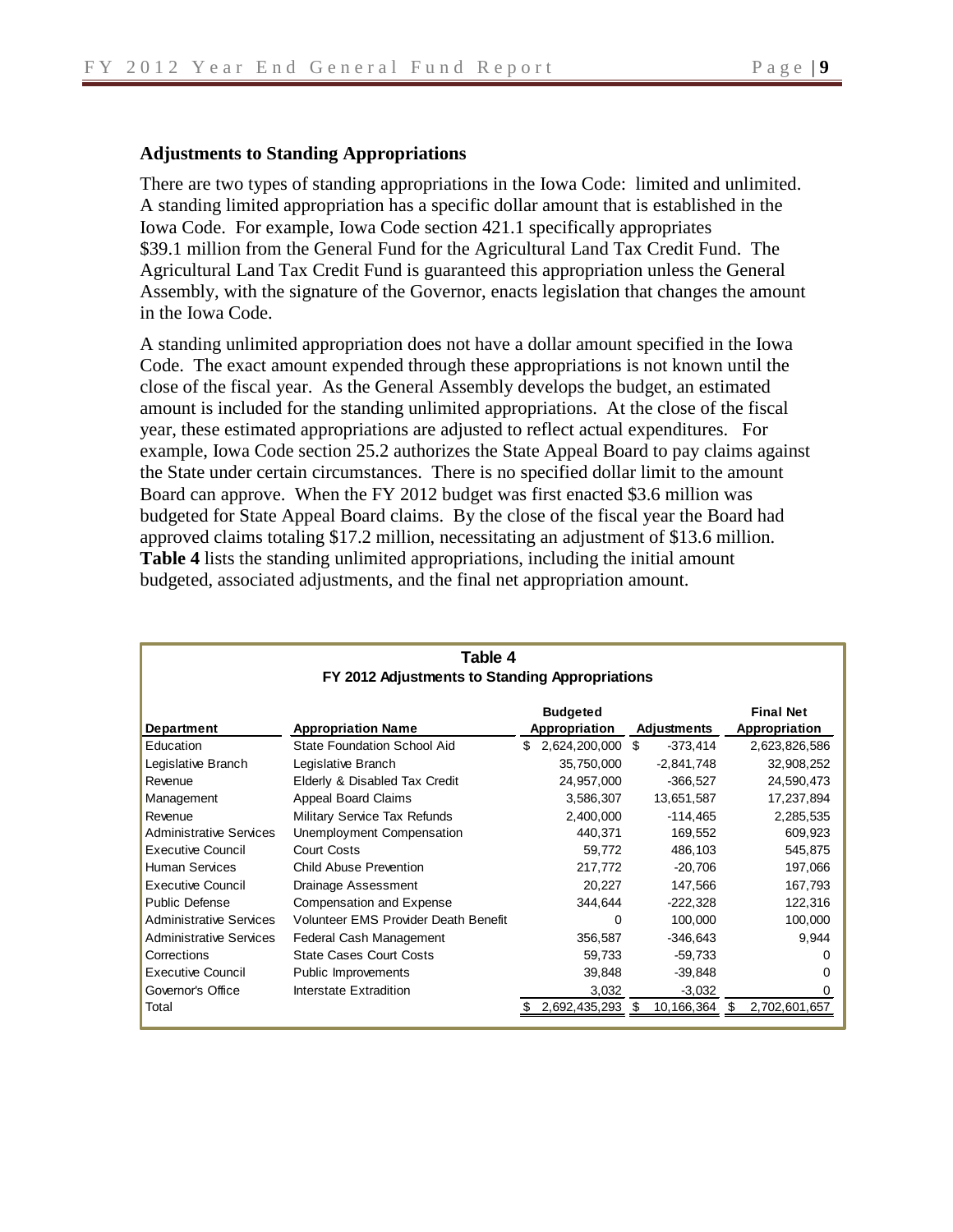### Adjustments to Standing Appropriations

There are two types of standing appropriations in the Iowa Code: limited and unlimited. A standing limited appropriation has a specific dollar amount that is established in the Iowa Code. For example, Iowa Code section 421.1 specifically appropriates $39.1 million from the General Fund for the Agricultural Land Tax Credit Fund. The Agricultural Land Tax Credit Fund is guaranteed this appropriation unless the General Assembly, with the signature of the Governor, enacts legislation that changes the amount in the Iowa Code.

A standing unlimited appropriation does not have a dollar amount specified in the Iowa Code. The exact amount expended through these appropriations is not known until the close of the fiscal year. As the General Assembly develops the budget, an estimated amount is included for the standing unlimited appropriations. At the close of the fiscal year, these estimated appropriations are adjusted to reflect actual expenditures. For example, Iowa Code section 25.2 authorizes the State Appeal Board to pay claims against the State under certain circumstances. There is no specified dollar limit to the amount Board can approve. When the FY 2012 budget was first enacted $3.6 million was budgeted for State Appeal Board claims. By the close of the fiscal year the Board had approved claims totaling $17.2 million, necessitating an adjustment of $13.6 million. **Table 4** lists the standing unlimited appropriations, including the initial amount budgeted, associated adjustments, and the final net appropriation amount.

**Table 4**
**FY 2012 Adjustments to Standing Appropriations**

| Department | Appropriation Name | Budgeted Appropriation | Adjustments | Final Net Appropriation |
|---|---|---|---|---|
| Education | State Foundation School Aid | $ 2,624,200,000 | $ -373,414 | 2,623,826,586 |
| Legislative Branch | Legislative Branch | 35,750,000 | -2,841,748 | 32,908,252 |
| Revenue | Elderly & Disabled Tax Credit | 24,957,000 | -366,527 | 24,590,473 |
| Management | Appeal Board Claims | 3,586,307 | 13,651,587 | 17,237,894 |
| Revenue | Military Service Tax Refunds | 2,400,000 | -114,465 | 2,285,535 |
| Administrative Services | Unemployment Compensation | 440,371 | 169,552 | 609,923 |
| Executive Council | Court Costs | 59,772 | 486,103 | 545,875 |
| Human Services | Child Abuse Prevention | 217,772 | -20,706 | 197,066 |
| Executive Council | Drainage Assessment | 20,227 | 147,566 | 167,793 |
| Public Defense | Compensation and Expense | 344,644 | -222,328 | 122,316 |
| Administrative Services | Volunteer EMS Provider Death Benefit | 0 | 100,000 | 100,000 |
| Administrative Services | Federal Cash Management | 356,587 | -346,643 | 9,944 |
| Corrections | State Cases Court Costs | 59,733 | -59,733 | 0 |
| Executive Council | Public Improvements | 39,848 | -39,848 | 0 |
| Governor's Office | Interstate Extradition | 3,032 | -3,032 | 0 |
| Total | | $ 2,692,435,293 | $ 10,166,364 | $ 2,702,601,657 |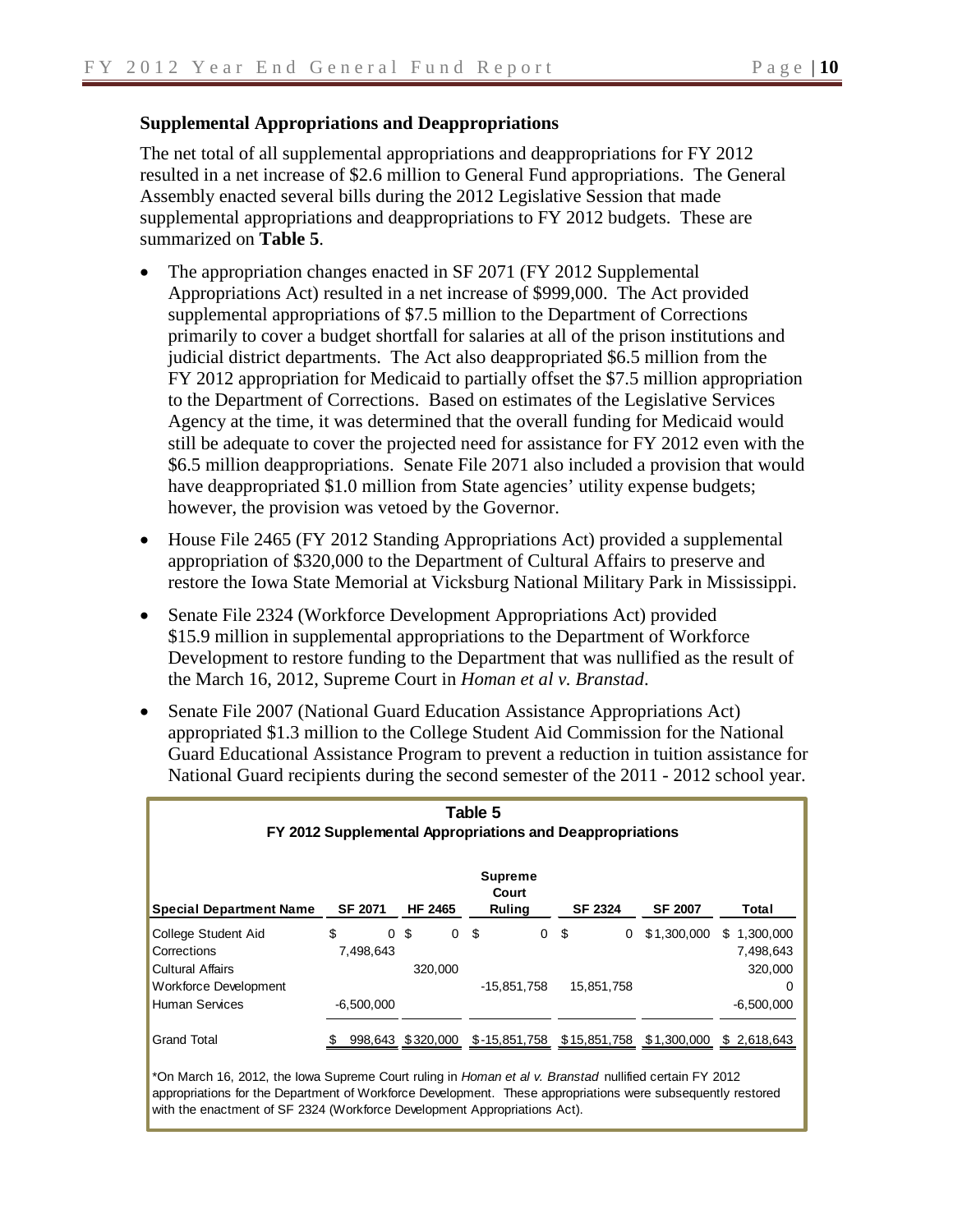## Supplemental Appropriations and Deappropriations

The net total of all supplemental appropriations and deappropriations for FY 2012 resulted in a net increase of $2.6 million to General Fund appropriations. The General Assembly enacted several bills during the 2012 Legislative Session that made supplemental appropriations and deappropriations to FY 2012 budgets. These are summarized on **Table 5**.

- The appropriation changes enacted in SF 2071 (FY 2012 Supplemental Appropriations Act) resulted in a net increase of $999,000. The Act provided supplemental appropriations of $7.5 million to the Department of Corrections primarily to cover a budget shortfall for salaries at all of the prison institutions and judicial district departments. The Act also deappropriated $6.5 million from the FY 2012 appropriation for Medicaid to partially offset the $7.5 million appropriation to the Department of Corrections. Based on estimates of the Legislative Services Agency at the time, it was determined that the overall funding for Medicaid would still be adequate to cover the projected need for assistance for FY 2012 even with the $6.5 million deappropriations. Senate File 2071 also included a provision that would have deappropriated $1.0 million from State agencies' utility expense budgets; however, the provision was vetoed by the Governor.
- House File 2465 (FY 2012 Standing Appropriations Act) provided a supplemental appropriation of $320,000 to the Department of Cultural Affairs to preserve and restore the Iowa State Memorial at Vicksburg National Military Park in Mississippi.
- Senate File 2324 (Workforce Development Appropriations Act) provided $15.9 million in supplemental appropriations to the Department of Workforce Development to restore funding to the Department that was nullified as the result of the March 16, 2012, Supreme Court in *Homan et al v. Branstad*.
- Senate File 2007 (National Guard Education Assistance Appropriations Act) appropriated $1.3 million to the College Student Aid Commission for the National Guard Educational Assistance Program to prevent a reduction in tuition assistance for National Guard recipients during the second semester of the 2011 - 2012 school year.

**Table 5**
**FY 2012 Supplemental Appropriations and Deappropriations**

| Special Department Name | SF 2071 | HF 2465 | Supreme Court Ruling | SF 2324 | SF 2007 | Total |
|---|---|---|---|---|---|---|
| College Student Aid | $ 0 | $ 0 | $ 0 | $ 0 | $1,300,000 | $ 1,300,000 |
| Corrections | 7,498,643 | | | | | 7,498,643 |
| Cultural Affairs | | 320,000 | | | | 320,000 |
| Workforce Development | | | -15,851,758 | 15,851,758 | | 0 |
| Human Services | -6,500,000 | | | | | -6,500,000 |
| Grand Total | $ 998,643 | $320,000 | $-15,851,758 | $15,851,758 | $1,300,000 | $ 2,618,643 |

*On March 16, 2012, the Iowa Supreme Court ruling in *Homan et al v. Branstad* nullified certain FY 2012 appropriations for the Department of Workforce Development. These appropriations were subsequently restored with the enactment of SF 2324 (Workforce Development Appropriations Act).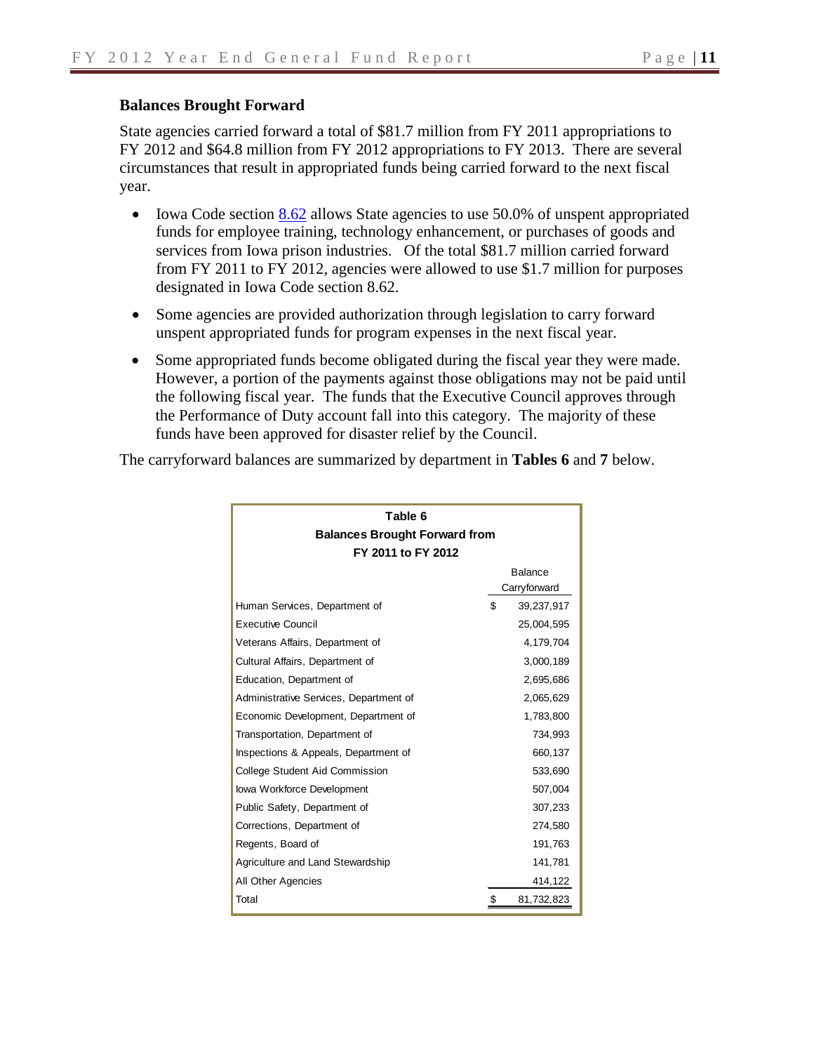## Balances Brought Forward

State agencies carried forward a total of $81.7 million from FY 2011 appropriations to FY 2012 and $64.8 million from FY 2012 appropriations to FY 2013. There are several circumstances that result in appropriated funds being carried forward to the next fiscal year.

- Iowa Code section 8.62 allows State agencies to use 50.0% of unspent appropriated funds for employee training, technology enhancement, or purchases of goods and services from Iowa prison industries. Of the total $81.7 million carried forward from FY 2011 to FY 2012, agencies were allowed to use $1.7 million for purposes designated in Iowa Code section 8.62.
- Some agencies are provided authorization through legislation to carry forward unspent appropriated funds for program expenses in the next fiscal year.
- Some appropriated funds become obligated during the fiscal year they were made. However, a portion of the payments against those obligations may not be paid until the following fiscal year. The funds that the Executive Council approves through the Performance of Duty account fall into this category. The majority of these funds have been approved for disaster relief by the Council.

The carryforward balances are summarized by department in **Tables 6** and **7** below.

**Table 6**
**Balances Brought Forward from FY 2011 to FY 2012**

| | Balance Carryforward |
|---|---|
| Human Services, Department of | $ 39,237,917 |
| Executive Council | 25,004,595 |
| Veterans Affairs, Department of | 4,179,704 |
| Cultural Affairs, Department of | 3,000,189 |
| Education, Department of | 2,695,686 |
| Administrative Services, Department of | 2,065,629 |
| Economic Development, Department of | 1,783,800 |
| Transportation, Department of | 734,993 |
| Inspections & Appeals, Department of | 660,137 |
| College Student Aid Commission | 533,690 |
| Iowa Workforce Development | 507,004 |
| Public Safety, Department of | 307,233 |
| Corrections, Department of | 274,580 |
| Regents, Board of | 191,763 |
| Agriculture and Land Stewardship | 141,781 |
| All Other Agencies | 414,122 |
| Total | $ 81,732,823 |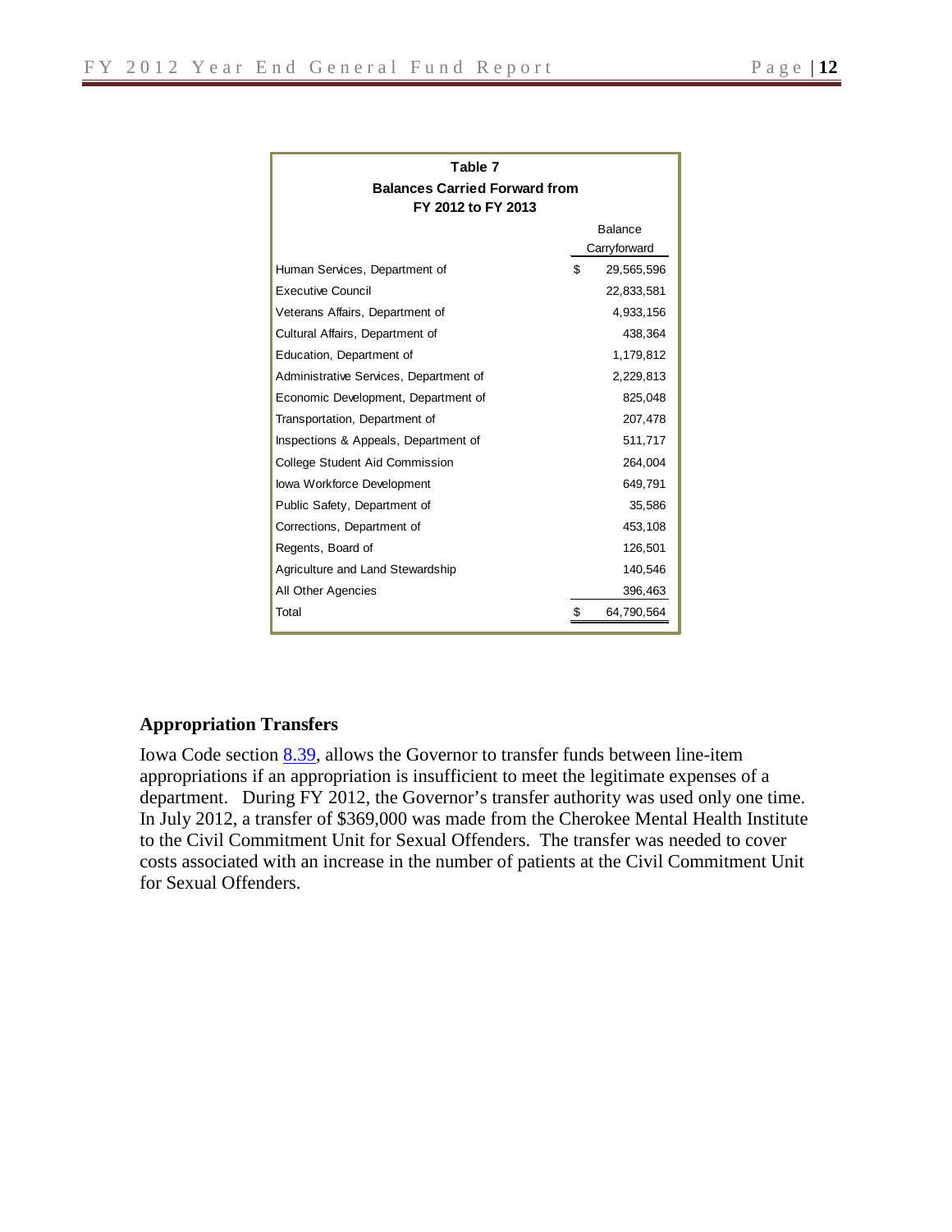**Table 7**
**Balances Carried Forward from FY 2012 to FY 2013**

| | Balance Carryforward |
|---|---|
| Human Services, Department of | $ 29,565,596 |
| Executive Council | 22,833,581 |
| Veterans Affairs, Department of | 4,933,156 |
| Cultural Affairs, Department of | 438,364 |
| Education, Department of | 1,179,812 |
| Administrative Services, Department of | 2,229,813 |
| Economic Development, Department of | 825,048 |
| Transportation, Department of | 207,478 |
| Inspections & Appeals, Department of | 511,717 |
| College Student Aid Commission | 264,004 |
| Iowa Workforce Development | 649,791 |
| Public Safety, Department of | 35,586 |
| Corrections, Department of | 453,108 |
| Regents, Board of | 126,501 |
| Agriculture and Land Stewardship | 140,546 |
| All Other Agencies | 396,463 |
| Total | $ 64,790,564 |

## Appropriation Transfers

Iowa Code section [8.39](), allows the Governor to transfer funds between line-item appropriations if an appropriation is insufficient to meet the legitimate expenses of a department. During FY 2012, the Governor's transfer authority was used only one time. In July 2012, a transfer of $369,000 was made from the Cherokee Mental Health Institute to the Civil Commitment Unit for Sexual Offenders. The transfer was needed to cover costs associated with an increase in the number of patients at the Civil Commitment Unit for Sexual Offenders.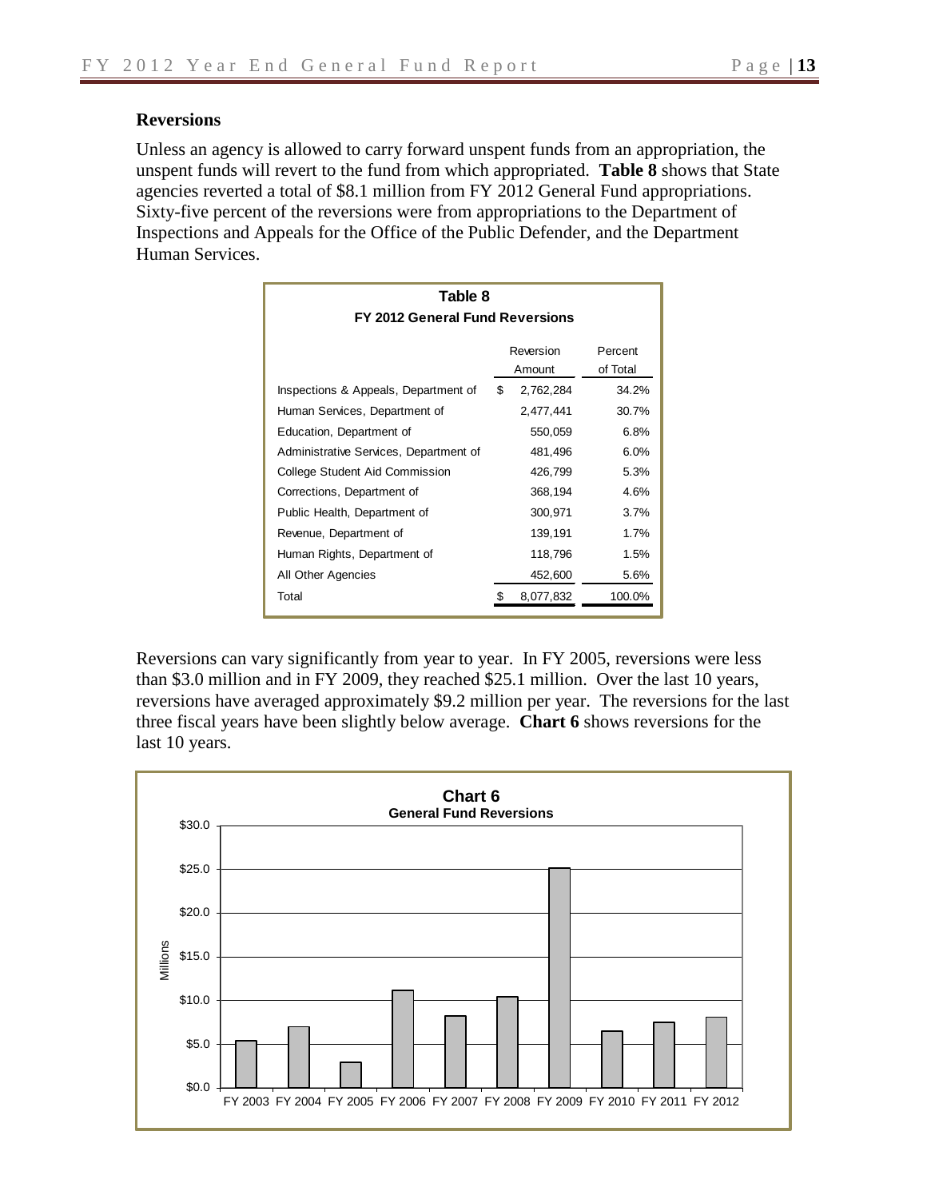## Reversions

Unless an agency is allowed to carry forward unspent funds from an appropriation, the unspent funds will revert to the fund from which appropriated. **Table 8** shows that State agencies reverted a total of $8.1 million from FY 2012 General Fund appropriations. Sixty-five percent of the reversions were from appropriations to the Department of Inspections and Appeals for the Office of the Public Defender, and the Department Human Services.

**Table 8**
**FY 2012 General Fund Reversions**

| | Reversion Amount | Percent of Total |
|---|---|---|
| Inspections & Appeals, Department of | $ 2,762,284 | 34.2% |
| Human Services, Department of | 2,477,441 | 30.7% |
| Education, Department of | 550,059 | 6.8% |
| Administrative Services, Department of | 481,496 | 6.0% |
| College Student Aid Commission | 426,799 | 5.3% |
| Corrections, Department of | 368,194 | 4.6% |
| Public Health, Department of | 300,971 | 3.7% |
| Revenue, Department of | 139,191 | 1.7% |
| Human Rights, Department of | 118,796 | 1.5% |
| All Other Agencies | 452,600 | 5.6% |
| Total | $ 8,077,832 | 100.0% |

Reversions can vary significantly from year to year. In FY 2005, reversions were less than $3.0 million and in FY 2009, they reached $25.1 million. Over the last 10 years, reversions have averaged approximately $9.2 million per year. The reversions for the last three fiscal years have been slightly below average. **Chart 6** shows reversions for the last 10 years.

**Chart 6**
**General Fund Reversions**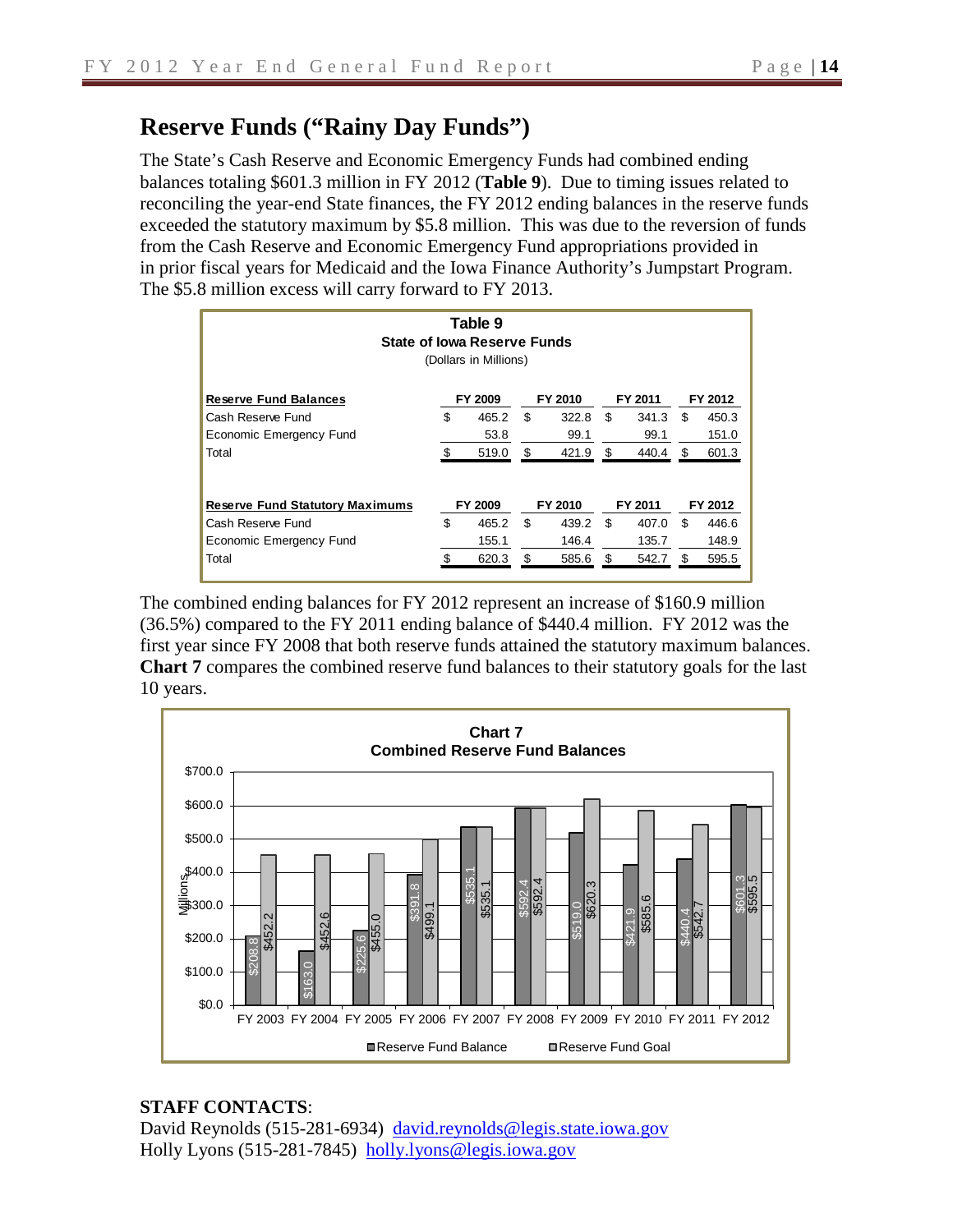# Reserve Funds ("Rainy Day Funds")

The State's Cash Reserve and Economic Emergency Funds had combined ending balances totaling $601.3 million in FY 2012 (**Table 9**). Due to timing issues related to reconciling the year-end State finances, the FY 2012 ending balances in the reserve funds exceeded the statutory maximum by $5.8 million. This was due to the reversion of funds from the Cash Reserve and Economic Emergency Fund appropriations provided in in prior fiscal years for Medicaid and the Iowa Finance Authority's Jumpstart Program. The $5.8 million excess will carry forward to FY 2013.

**Table 9**
**State of Iowa Reserve Funds**
(Dollars in Millions)

| Reserve Fund Balances | FY 2009 | FY 2010 | FY 2011 | FY 2012 |
|---|---|---|---|---|
| Cash Reserve Fund | $ 465.2 | $ 322.8 | $ 341.3 | $ 450.3 |
| Economic Emergency Fund | 53.8 | 99.1 | 99.1 | 151.0 |
| Total | $ 519.0 | $ 421.9 | $ 440.4 | $ 601.3 |

| Reserve Fund Statutory Maximums | FY 2009 | FY 2010 | FY 2011 | FY 2012 |
|---|---|---|---|---|
| Cash Reserve Fund | $ 465.2 | $ 439.2 | $ 407.0 | $ 446.6 |
| Economic Emergency Fund | 155.1 | 146.4 | 135.7 | 148.9 |
| Total | $ 620.3 | $ 585.6 | $ 542.7 | $ 595.5 |

The combined ending balances for FY 2012 represent an increase of $160.9 million (36.5%) compared to the FY 2011 ending balance of $440.4 million. FY 2012 was the first year since FY 2008 that both reserve funds attained the statutory maximum balances. **Chart 7** compares the combined reserve fund balances to their statutory goals for the last 10 years.

**Chart 7**
**Combined Reserve Fund Balances**
(Millions)

| | Reserve Fund Balance | Reserve Fund Goal |
|---|---|---|
| FY 2003 | $208.8 | $452.2 |
| FY 2004 | $163.0 | $452.6 |
| FY 2005 | $225.6 | $455.0 |
| FY 2006 | $391.8 | $499.1 |
| FY 2007 | $535.1 | $535.1 |
| FY 2008 | $592.4 | $592.4 |
| FY 2009 | $519.0 | $620.3 |
| FY 2010 | $421.9 | $585.6 |
| FY 2011 | $440.4 | $542.7 |
| FY 2012 | $601.3 | $595.5 |

**STAFF CONTACTS**:
David Reynolds (515-281-6934) david.reynolds@legis.state.iowa.gov
Holly Lyons (515-281-7845) holly.lyons@legis.iowa.gov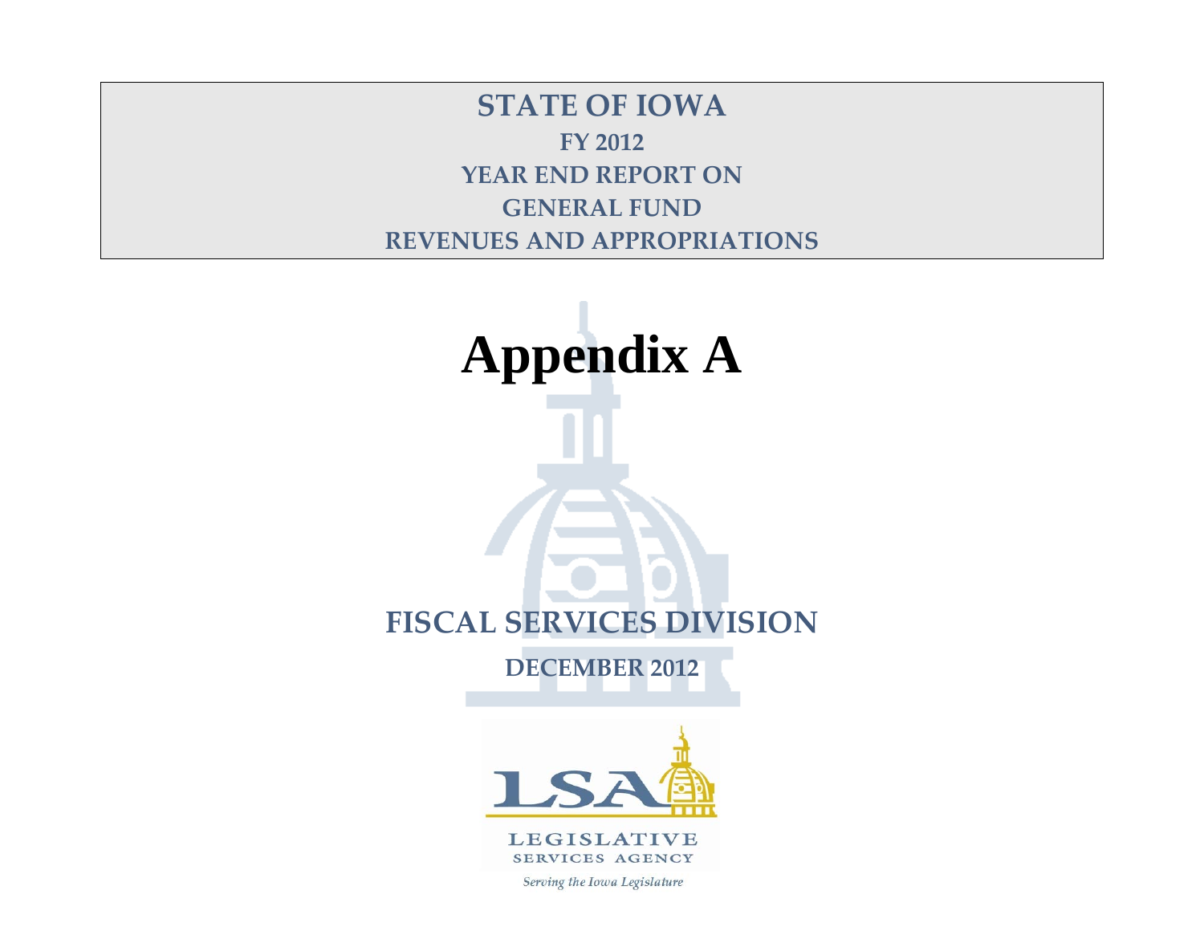**STATE OF IOWA**

**FY 2012**

**YEAR END REPORT ON**

**GENERAL FUND**

**REVENUES AND APPROPRIATIONS**

# Appendix A

## FISCAL SERVICES DIVISION

**DECEMBER 2012**

LSA

LEGISLATIVE SERVICES AGENCY

*Serving the Iowa Legislature*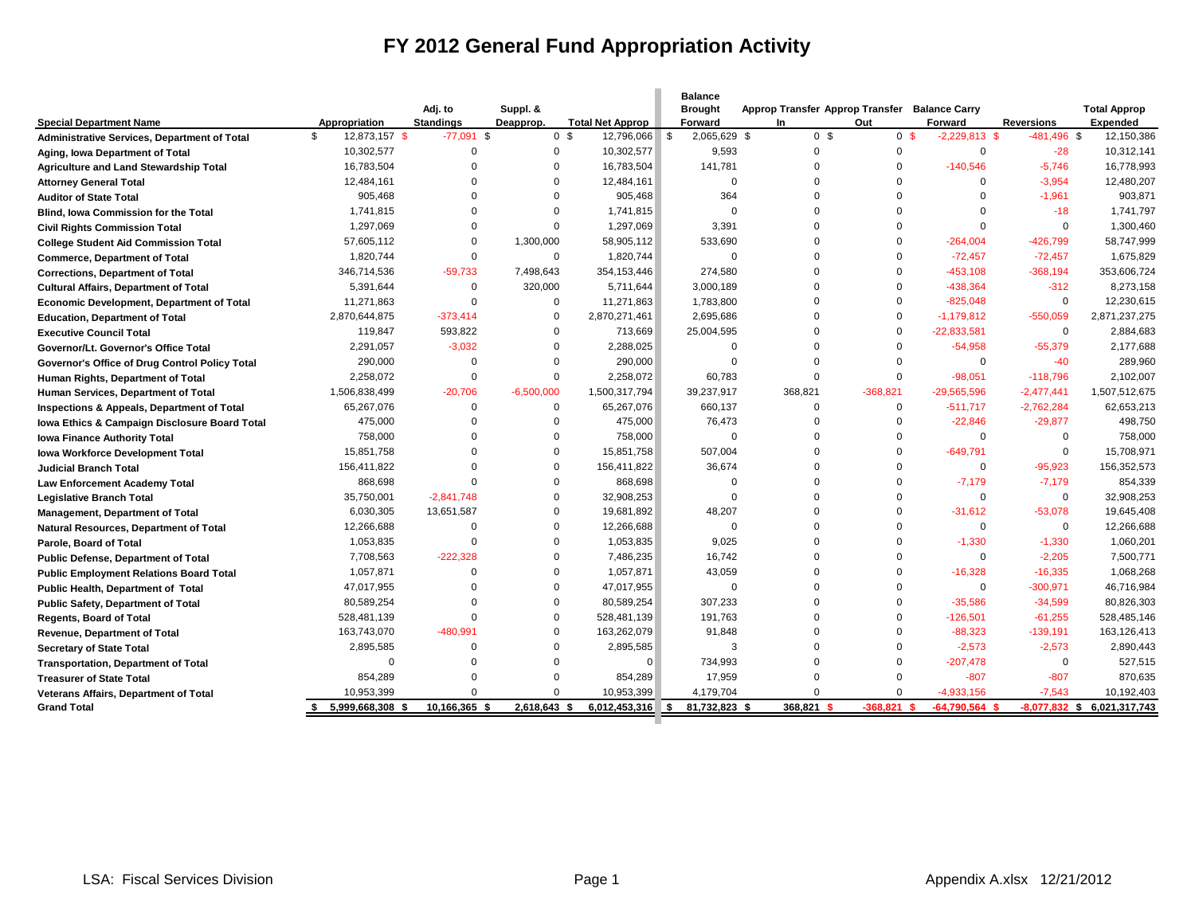# FY 2012 General Fund Appropriation Activity

| Special Department Name | Appropriation | Adj. to Standings | Suppl. & Deapprop. | Total Net Approp | Balance Brought Forward | Approp Transfer In | Approp Transfer Out | Balance Carry Forward | Reversions | Total Approp Expended |
|---|---|---|---|---|---|---|---|---|---|---|
| Administrative Services, Department of Total | $ 12,873,157 | $ -77,091 | $ 0 | $ 12,796,066 | $ 2,065,629 | $ 0 | $ 0 | $ -2,229,813 | $ -481,496 | $ 12,150,386 |
| Aging, Iowa Department of Total | 10,302,577 | 0 | 0 | 10,302,577 | 9,593 | 0 | 0 | 0 | -28 | 10,312,141 |
| Agriculture and Land Stewardship Total | 16,783,504 | 0 | 0 | 16,783,504 | 141,781 | 0 | 0 | -140,546 | -5,746 | 16,778,993 |
| Attorney General Total | 12,484,161 | 0 | 0 | 12,484,161 | 0 | 0 | 0 | 0 | -3,954 | 12,480,207 |
| Auditor of State Total | 905,468 | 0 | 0 | 905,468 | 364 | 0 | 0 | 0 | -1,961 | 903,871 |
| Blind, Iowa Commission for the Total | 1,741,815 | 0 | 0 | 1,741,815 | 0 | 0 | 0 | 0 | -18 | 1,741,797 |
| Civil Rights Commission Total | 1,297,069 | 0 | 0 | 1,297,069 | 3,391 | 0 | 0 | 0 | 0 | 1,300,460 |
| College Student Aid Commission Total | 57,605,112 | 0 | 1,300,000 | 58,905,112 | 533,690 | 0 | 0 | -264,004 | -426,799 | 58,747,999 |
| Commerce, Department of Total | 1,820,744 | 0 | 0 | 1,820,744 | 0 | 0 | 0 | -72,457 | -72,457 | 1,675,829 |
| Corrections, Department of Total | 346,714,536 | -59,733 | 7,498,643 | 354,153,446 | 274,580 | 0 | 0 | -453,108 | -368,194 | 353,606,724 |
| Cultural Affairs, Department of Total | 5,391,644 | 0 | 320,000 | 5,711,644 | 3,000,189 | 0 | 0 | -438,364 | -312 | 8,273,158 |
| Economic Development, Department of Total | 11,271,863 | 0 | 0 | 11,271,863 | 1,783,800 | 0 | 0 | -825,048 | 0 | 12,230,615 |
| Education, Department of Total | 2,870,644,875 | -373,414 | 0 | 2,870,271,461 | 2,695,686 | 0 | 0 | -1,179,812 | -550,059 | 2,871,237,275 |
| Executive Council Total | 119,847 | 593,822 | 0 | 713,669 | 25,004,595 | 0 | 0 | -22,833,581 | 0 | 2,884,683 |
| Governor/Lt. Governor's Office Total | 2,291,057 | -3,032 | 0 | 2,288,025 | 0 | 0 | 0 | -54,958 | -55,379 | 2,177,688 |
| Governor's Office of Drug Control Policy Total | 290,000 | 0 | 0 | 290,000 | 0 | 0 | 0 | 0 | -40 | 289,960 |
| Human Rights, Department of Total | 2,258,072 | 0 | 0 | 2,258,072 | 60,783 | 0 | 0 | -98,051 | -118,796 | 2,102,007 |
| Human Services, Department of Total | 1,506,838,499 | -20,706 | -6,500,000 | 1,500,317,794 | 39,237,917 | 368,821 | -368,821 | -29,565,596 | -2,477,441 | 1,507,512,675 |
| Inspections & Appeals, Department of Total | 65,267,076 | 0 | 0 | 65,267,076 | 660,137 | 0 | 0 | -511,717 | -2,762,284 | 62,653,213 |
| Iowa Ethics & Campaign Disclosure Board Total | 475,000 | 0 | 0 | 475,000 | 76,473 | 0 | 0 | -22,846 | -29,877 | 498,750 |
| Iowa Finance Authority Total | 758,000 | 0 | 0 | 758,000 | 0 | 0 | 0 | 0 | 0 | 758,000 |
| Iowa Workforce Development Total | 15,851,758 | 0 | 0 | 15,851,758 | 507,004 | 0 | 0 | -649,791 | 0 | 15,708,971 |
| Judicial Branch Total | 156,411,822 | 0 | 0 | 156,411,822 | 36,674 | 0 | 0 | 0 | -95,923 | 156,352,573 |
| Law Enforcement Academy Total | 868,698 | 0 | 0 | 868,698 | 0 | 0 | 0 | -7,179 | -7,179 | 854,339 |
| Legislative Branch Total | 35,750,001 | -2,841,748 | 0 | 32,908,253 | 0 | 0 | 0 | 0 | 0 | 32,908,253 |
| Management, Department of Total | 6,030,305 | 13,651,587 | 0 | 19,681,892 | 48,207 | 0 | 0 | -31,612 | -53,078 | 19,645,408 |
| Natural Resources, Department of Total | 12,266,688 | 0 | 0 | 12,266,688 | 0 | 0 | 0 | 0 | 0 | 12,266,688 |
| Parole, Board of Total | 1,053,835 | 0 | 0 | 1,053,835 | 9,025 | 0 | 0 | -1,330 | -1,330 | 1,060,201 |
| Public Defense, Department of Total | 7,708,563 | -222,328 | 0 | 7,486,235 | 16,742 | 0 | 0 | 0 | -2,205 | 7,500,771 |
| Public Employment Relations Board Total | 1,057,871 | 0 | 0 | 1,057,871 | 43,059 | 0 | 0 | -16,328 | -16,335 | 1,068,268 |
| Public Health, Department of Total | 47,017,955 | 0 | 0 | 47,017,955 | 0 | 0 | 0 | 0 | -300,971 | 46,716,984 |
| Public Safety, Department of Total | 80,589,254 | 0 | 0 | 80,589,254 | 307,233 | 0 | 0 | -35,586 | -34,599 | 80,826,303 |
| Regents, Board of Total | 528,481,139 | 0 | 0 | 528,481,139 | 191,763 | 0 | 0 | -126,501 | -61,255 | 528,485,146 |
| Revenue, Department of Total | 163,743,070 | -480,991 | 0 | 163,262,079 | 91,848 | 0 | 0 | -88,323 | -139,191 | 163,126,413 |
| Secretary of State Total | 2,895,585 | 0 | 0 | 2,895,585 | 3 | 0 | 0 | -2,573 | -2,573 | 2,890,443 |
| Transportation, Department of Total | 0 | 0 | 0 | 0 | 734,993 | 0 | 0 | -207,478 | 0 | 527,515 |
| Treasurer of State Total | 854,289 | 0 | 0 | 854,289 | 17,959 | 0 | 0 | -807 | -807 | 870,635 |
| Veterans Affairs, Department of Total | 10,953,399 | 0 | 0 | 10,953,399 | 4,179,704 | 0 | 0 | -4,933,156 | -7,543 | 10,192,403 |
| **Grand Total** | **$ 5,999,668,308** | **$ 10,166,365** | **$ 2,618,643** | **$ 6,012,453,316** | **$ 81,732,823** | **$ 368,821** | **$ -368,821** | **$ -64,790,564** | **$ -8,077,832** | **$ 6,021,317,743** |

LSA: Fiscal Services Division — Appendix A.xlsx 12/21/2012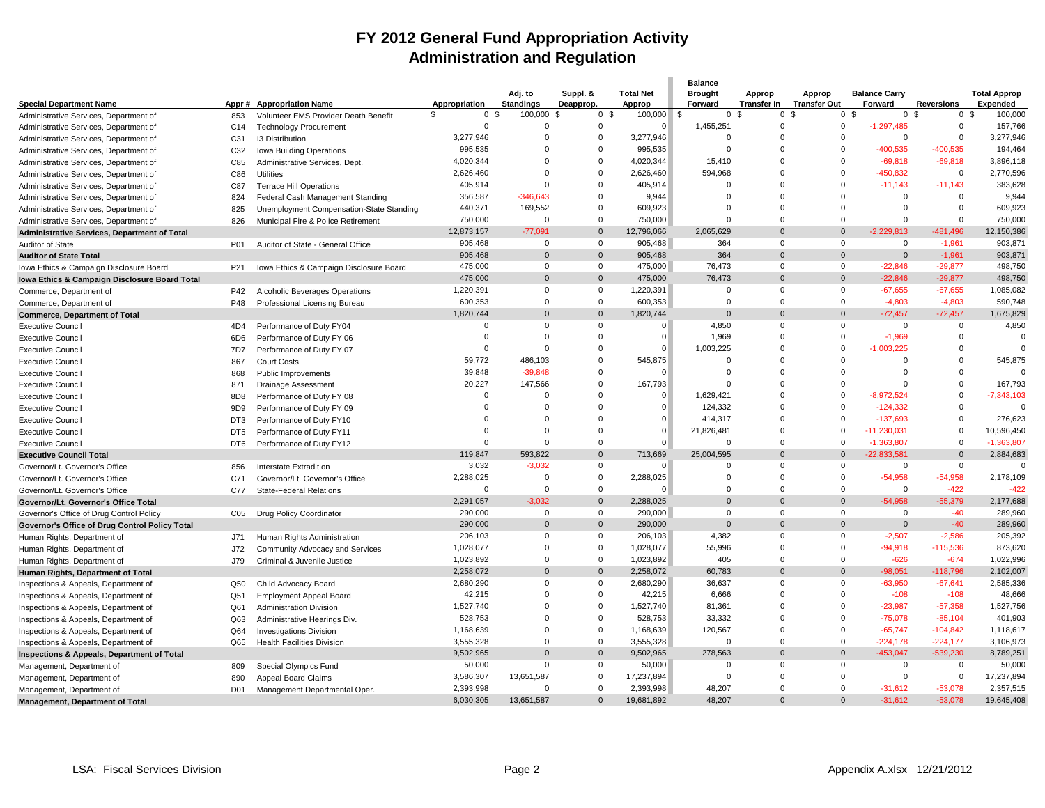# FY 2012 General Fund Appropriation Activity
## Administration and Regulation

| Special Department Name | Appr # | Appropriation Name | Appropriation | Adj. to Standings | Suppl. & Deapprop. | Total Net Approp | Balance Brought Forward | Approp Transfer In | Approp Transfer Out | Balance Carry Forward | Reversions | Total Approp Expended |
|---|---|---|---|---|---|---|---|---|---|---|---|---|
| Administrative Services, Department of | 853 | Volunteer EMS Provider Death Benefit | $ 0 | $ 100,000 | $ 0 | $ 100,000 | $ 0 | $ 0 | $ 0 | $ 0 | $ 0 | $ 100,000 |
| Administrative Services, Department of | C14 | Technology Procurement | 0 | 0 | 0 | 0 | 1,455,251 | 0 | 0 | -1,297,485 | 0 | 157,766 |
| Administrative Services, Department of | C31 | I3 Distribution | 3,277,946 | 0 | 0 | 3,277,946 | 0 | 0 | 0 | 0 | 0 | 3,277,946 |
| Administrative Services, Department of | C32 | Iowa Building Operations | 995,535 | 0 | 0 | 995,535 | 0 | 0 | 0 | -400,535 | -400,535 | 194,464 |
| Administrative Services, Department of | C85 | Administrative Services, Dept. | 4,020,344 | 0 | 0 | 4,020,344 | 15,410 | 0 | 0 | -69,818 | -69,818 | 3,896,118 |
| Administrative Services, Department of | C86 | Utilities | 2,626,460 | 0 | 0 | 2,626,460 | 594,968 | 0 | 0 | -450,832 | 0 | 2,770,596 |
| Administrative Services, Department of | C87 | Terrace Hill Operations | 405,914 | 0 | 0 | 405,914 | 0 | 0 | 0 | -11,143 | -11,143 | 383,628 |
| Administrative Services, Department of | 824 | Federal Cash Management Standing | 356,587 | -346,643 | 0 | 9,944 | 0 | 0 | 0 | 0 | 0 | 9,944 |
| Administrative Services, Department of | 825 | Unemployment Compensation-State Standing | 440,371 | 169,552 | 0 | 609,923 | 0 | 0 | 0 | 0 | 0 | 609,923 |
| Administrative Services, Department of | 826 | Municipal Fire & Police Retirement | 750,000 | 0 | 0 | 750,000 | 0 | 0 | 0 | 0 | 0 | 750,000 |
| **Administrative Services, Department of Total** | | | 12,873,157 | -77,091 | 0 | 12,796,066 | 2,065,629 | 0 | 0 | -2,229,813 | -481,496 | 12,150,386 |
| Auditor of State | P01 | Auditor of State - General Office | 905,468 | 0 | 0 | 905,468 | 364 | 0 | 0 | 0 | -1,961 | 903,871 |
| **Auditor of State Total** | | | 905,468 | 0 | 0 | 905,468 | 364 | 0 | 0 | 0 | -1,961 | 903,871 |
| Iowa Ethics & Campaign Disclosure Board | P21 | Iowa Ethics & Campaign Disclosure Board | 475,000 | 0 | 0 | 475,000 | 76,473 | 0 | 0 | -22,846 | -29,877 | 498,750 |
| **Iowa Ethics & Campaign Disclosure Board Total** | | | 475,000 | 0 | 0 | 475,000 | 76,473 | 0 | 0 | -22,846 | -29,877 | 498,750 |
| Commerce, Department of | P42 | Alcoholic Beverages Operations | 1,220,391 | 0 | 0 | 1,220,391 | 0 | 0 | 0 | -67,655 | -67,655 | 1,085,082 |
| Commerce, Department of | P48 | Professional Licensing Bureau | 600,353 | 0 | 0 | 600,353 | 0 | 0 | 0 | -4,803 | -4,803 | 590,748 |
| **Commerce, Department of Total** | | | 1,820,744 | 0 | 0 | 1,820,744 | 0 | 0 | 0 | -72,457 | -72,457 | 1,675,829 |
| Executive Council | 4D4 | Performance of Duty FY04 | 0 | 0 | 0 | 0 | 4,850 | 0 | 0 | 0 | 0 | 4,850 |
| Executive Council | 6D6 | Performance of Duty FY 06 | 0 | 0 | 0 | 0 | 1,969 | 0 | 0 | -1,969 | 0 | 0 |
| Executive Council | 7D7 | Performance of Duty FY 07 | 0 | 0 | 0 | 0 | 1,003,225 | 0 | 0 | -1,003,225 | 0 | 0 |
| Executive Council | 867 | Court Costs | 59,772 | 486,103 | 0 | 545,875 | 0 | 0 | 0 | 0 | 0 | 545,875 |
| Executive Council | 868 | Public Improvements | 39,848 | -39,848 | 0 | 0 | 0 | 0 | 0 | 0 | 0 | 0 |
| Executive Council | 871 | Drainage Assessment | 20,227 | 147,566 | 0 | 167,793 | 0 | 0 | 0 | 0 | 0 | 167,793 |
| Executive Council | 8D8 | Performance of Duty FY 08 | 0 | 0 | 0 | 0 | 1,629,421 | 0 | 0 | -8,972,524 | 0 | -7,343,103 |
| Executive Council | 9D9 | Performance of Duty FY 09 | 0 | 0 | 0 | 0 | 124,332 | 0 | 0 | -124,332 | 0 | 0 |
| Executive Council | DT3 | Performance of Duty FY10 | 0 | 0 | 0 | 0 | 414,317 | 0 | 0 | -137,693 | 0 | 276,623 |
| Executive Council | DT5 | Performance of Duty FY11 | 0 | 0 | 0 | 0 | 21,826,481 | 0 | 0 | -11,230,031 | 0 | 10,596,450 |
| Executive Council | DT6 | Performance of Duty FY12 | 0 | 0 | 0 | 0 | 0 | 0 | 0 | -1,363,807 | 0 | -1,363,807 |
| **Executive Council Total** | | | 119,847 | 593,822 | 0 | 713,669 | 25,004,595 | 0 | 0 | -22,833,581 | 0 | 2,884,683 |
| Governor/Lt. Governor's Office | 856 | Interstate Extradition | 3,032 | -3,032 | 0 | 0 | 0 | 0 | 0 | 0 | 0 | 0 |
| Governor/Lt. Governor's Office | C71 | Governor/Lt. Governor's Office | 2,288,025 | 0 | 0 | 2,288,025 | 0 | 0 | 0 | -54,958 | -54,958 | 2,178,109 |
| Governor/Lt. Governor's Office | C77 | State-Federal Relations | 0 | 0 | 0 | 0 | 0 | 0 | 0 | 0 | -422 | -422 |
| **Governor/Lt. Governor's Office Total** | | | 2,291,057 | -3,032 | 0 | 2,288,025 | 0 | 0 | 0 | -54,958 | -55,379 | 2,177,688 |
| Governor's Office of Drug Control Policy | C05 | Drug Policy Coordinator | 290,000 | 0 | 0 | 290,000 | 0 | 0 | 0 | 0 | -40 | 289,960 |
| **Governor's Office of Drug Control Policy Total** | | | 290,000 | 0 | 0 | 290,000 | 0 | 0 | 0 | 0 | -40 | 289,960 |
| Human Rights, Department of | J71 | Human Rights Administration | 206,103 | 0 | 0 | 206,103 | 4,382 | 0 | 0 | -2,507 | -2,586 | 205,392 |
| Human Rights, Department of | J72 | Community Advocacy and Services | 1,028,077 | 0 | 0 | 1,028,077 | 55,996 | 0 | 0 | -94,918 | -115,536 | 873,620 |
| Human Rights, Department of | J79 | Criminal & Juvenile Justice | 1,023,892 | 0 | 0 | 1,023,892 | 405 | 0 | 0 | -626 | -674 | 1,022,996 |
| **Human Rights, Department of Total** | | | 2,258,072 | 0 | 0 | 2,258,072 | 60,783 | 0 | 0 | -98,051 | -118,796 | 2,102,007 |
| Inspections & Appeals, Department of | Q50 | Child Advocacy Board | 2,680,290 | 0 | 0 | 2,680,290 | 36,637 | 0 | 0 | -63,950 | -67,641 | 2,585,336 |
| Inspections & Appeals, Department of | Q51 | Employment Appeal Board | 42,215 | 0 | 0 | 42,215 | 6,666 | 0 | 0 | -108 | -108 | 48,666 |
| Inspections & Appeals, Department of | Q61 | Administration Division | 1,527,740 | 0 | 0 | 1,527,740 | 81,361 | 0 | 0 | -23,987 | -57,358 | 1,527,756 |
| Inspections & Appeals, Department of | Q63 | Administrative Hearings Div. | 528,753 | 0 | 0 | 528,753 | 33,332 | 0 | 0 | -75,078 | -85,104 | 401,903 |
| Inspections & Appeals, Department of | Q64 | Investigations Division | 1,168,639 | 0 | 0 | 1,168,639 | 120,567 | 0 | 0 | -65,747 | -104,842 | 1,118,617 |
| Inspections & Appeals, Department of | Q65 | Health Facilities Division | 3,555,328 | 0 | 0 | 3,555,328 | 0 | 0 | 0 | -224,178 | -224,177 | 3,106,973 |
| **Inspections & Appeals, Department of Total** | | | 9,502,965 | 0 | 0 | 9,502,965 | 278,563 | 0 | 0 | -453,047 | -539,230 | 8,789,251 |
| Management, Department of | 809 | Special Olympics Fund | 50,000 | 0 | 0 | 50,000 | 0 | 0 | 0 | 0 | 0 | 50,000 |
| Management, Department of | 890 | Appeal Board Claims | 3,586,307 | 13,651,587 | 0 | 17,237,894 | 0 | 0 | 0 | 0 | 0 | 17,237,894 |
| Management, Department of | D01 | Management Departmental Oper. | 2,393,998 | 0 | 0 | 2,393,998 | 48,207 | 0 | 0 | -31,612 | -53,078 | 2,357,515 |
| **Management, Department of Total** | | | 6,030,305 | 13,651,587 | 0 | 19,681,892 | 48,207 | 0 | 0 | -31,612 | -53,078 | 19,645,408 |

LSA: Fiscal Services Division — Appendix A.xlsx 12/21/2012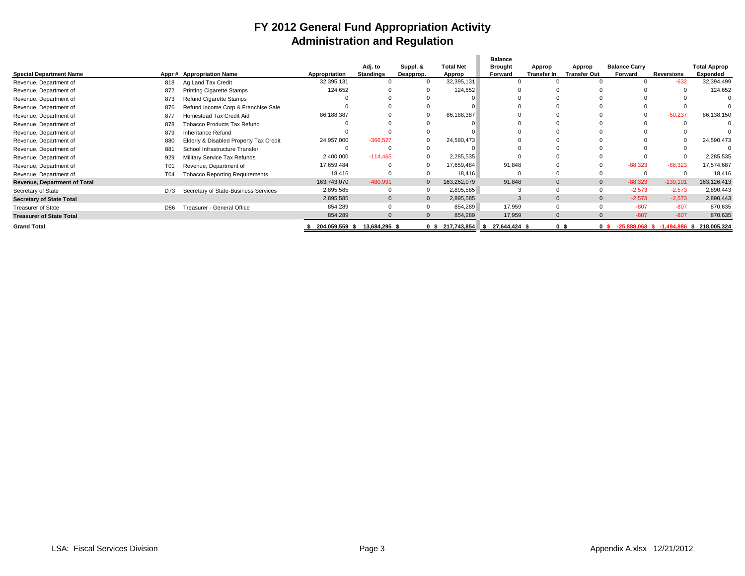# FY 2012 General Fund Appropriation Activity
## Administration and Regulation

| Special Department Name | Appr # | Appropriation Name | Appropriation | Adj. to Standings | Suppl. & Deapprop. | Total Net Approp | Balance Brought Forward | Approp Transfer In | Approp Transfer Out | Balance Carry Forward | Reversions | Total Approp Expended |
|---|---|---|---|---|---|---|---|---|---|---|---|---|
| Revenue, Department of | 818 | Ag Land Tax Credit | 32,395,131 | 0 | 0 | 32,395,131 | 0 | 0 | 0 | 0 | -632 | 32,394,499 |
| Revenue, Department of | 872 | Printing Cigarette Stamps | 124,652 | 0 | 0 | 124,652 | 0 | 0 | 0 | 0 | 0 | 124,652 |
| Revenue, Department of | 873 | Refund Cigarette Stamps | 0 | 0 | 0 | 0 | 0 | 0 | 0 | 0 | 0 | 0 |
| Revenue, Department of | 876 | Refund Income Corp & Franchise Sale | 0 | 0 | 0 | 0 | 0 | 0 | 0 | 0 | 0 | 0 |
| Revenue, Department of | 877 | Homestead Tax Credit Aid | 86,188,387 | 0 | 0 | 86,188,387 | 0 | 0 | 0 | 0 | -50,237 | 86,138,150 |
| Revenue, Department of | 878 | Tobacco Products Tax Refund | 0 | 0 | 0 | 0 | 0 | 0 | 0 | 0 | 0 | 0 |
| Revenue, Department of | 879 | Inheritance Refund | 0 | 0 | 0 | 0 | 0 | 0 | 0 | 0 | 0 | 0 |
| Revenue, Department of | 880 | Elderly & Disabled Property Tax Credit | 24,957,000 | -366,527 | 0 | 24,590,473 | 0 | 0 | 0 | 0 | 0 | 24,590,473 |
| Revenue, Department of | 881 | School Infrastructure Transfer | 0 | 0 | 0 | 0 | 0 | 0 | 0 | 0 | 0 | 0 |
| Revenue, Department of | 929 | Military Service Tax Refunds | 2,400,000 | -114,465 | 0 | 2,285,535 | 0 | 0 | 0 | 0 | 0 | 2,285,535 |
| Revenue, Department of | T01 | Revenue, Department of | 17,659,484 | 0 | 0 | 17,659,484 | 91,848 | 0 | 0 | -88,323 | -88,323 | 17,574,687 |
| Revenue, Department of | T04 | Tobacco Reporting Requirements | 18,416 | 0 | 0 | 18,416 | 0 | 0 | 0 | 0 | 0 | 18,416 |
| **Revenue, Department of Total** | | | 163,743,070 | -480,991 | 0 | 163,262,079 | 91,848 | 0 | 0 | -88,323 | -139,191 | 163,126,413 |
| Secretary of State | D73 | Secretary of State-Business Services | 2,895,585 | 0 | 0 | 2,895,585 | 3 | 0 | 0 | -2,573 | -2,573 | 2,890,443 |
| **Secretary of State Total** | | | 2,895,585 | 0 | 0 | 2,895,585 | 3 | 0 | 0 | -2,573 | -2,573 | 2,890,443 |
| Treasurer of State | D86 | Treasurer - General Office | 854,289 | 0 | 0 | 854,289 | 17,959 | 0 | 0 | -807 | -807 | 870,635 |
| **Treasurer of State Total** | | | 854,289 | 0 | 0 | 854,289 | 17,959 | 0 | 0 | -807 | -807 | 870,635 |
| **Grand Total** | | | **$ 204,059,559** | **$ 13,684,295** | **$ 0** | **$ 217,743,854** | **$ 27,644,424** | **$ 0** | **$ 0** | **$ -25,888,068** | **$ -1,494,886** | **$ 218,005,324** |

LSA: Fiscal Services Division | Appendix A.xlsx 12/21/2012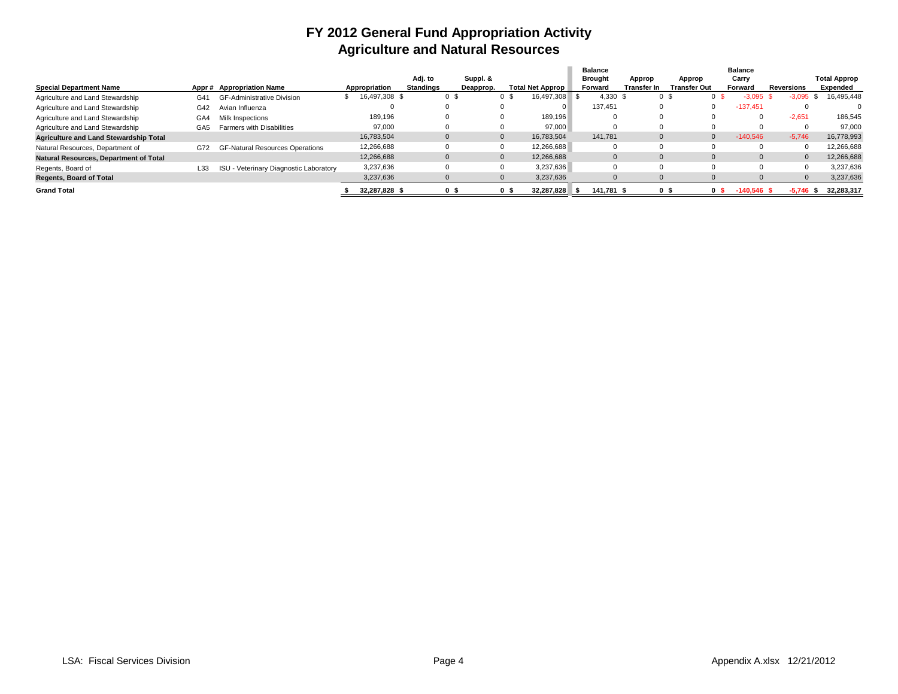# FY 2012 General Fund Appropriation Activity
## Agriculture and Natural Resources

| Special Department Name | Appr # | Appropriation Name | Appropriation | Adj. to Standings | Suppl. & Deapprop. | Total Net Approp | Balance Brought Forward | Approp Transfer In | Approp Transfer Out | Balance Carry Forward | Reversions | Total Approp Expended |
|---|---|---|---|---|---|---|---|---|---|---|---|---|
| Agriculture and Land Stewardship | G41 | GF-Administrative Division | $ 16,497,308 | $ 0 | $ 0 | $ 16,497,308 | $ 4,330 | $ 0 | $ 0 | $ -3,095 | $ -3,095 | $ 16,495,448 |
| Agriculture and Land Stewardship | G42 | Avian Influenza | 0 | 0 | 0 | 0 | 137,451 | 0 | 0 | -137,451 | 0 | 0 |
| Agriculture and Land Stewardship | GA4 | Milk Inspections | 189,196 | 0 | 0 | 189,196 | 0 | 0 | 0 | 0 | -2,651 | 186,545 |
| Agriculture and Land Stewardship | GA5 | Farmers with Disabilities | 97,000 | 0 | 0 | 97,000 | 0 | 0 | 0 | 0 | 0 | 97,000 |
| **Agriculture and Land Stewardship Total** | | | 16,783,504 | 0 | 0 | 16,783,504 | 141,781 | 0 | 0 | -140,546 | -5,746 | 16,778,993 |
| Natural Resources, Department of | G72 | GF-Natural Resources Operations | 12,266,688 | 0 | 0 | 12,266,688 | 0 | 0 | 0 | 0 | 0 | 12,266,688 |
| **Natural Resources, Department of Total** | | | 12,266,688 | 0 | 0 | 12,266,688 | 0 | 0 | 0 | 0 | 0 | 12,266,688 |
| Regents, Board of | L33 | ISU - Veterinary Diagnostic Laboratory | 3,237,636 | 0 | 0 | 3,237,636 | 0 | 0 | 0 | 0 | 0 | 3,237,636 |
| **Regents, Board of Total** | | | 3,237,636 | 0 | 0 | 3,237,636 | 0 | 0 | 0 | 0 | 0 | 3,237,636 |
| **Grand Total** | | | **$ 32,287,828** | **$ 0** | **$ 0** | **$ 32,287,828** | **$ 141,781** | **$ 0** | **$ 0** | **$ -140,546** | **$ -5,746** | **$ 32,283,317** |

LSA: Fiscal Services Division | Appendix A.xlsx 12/21/2012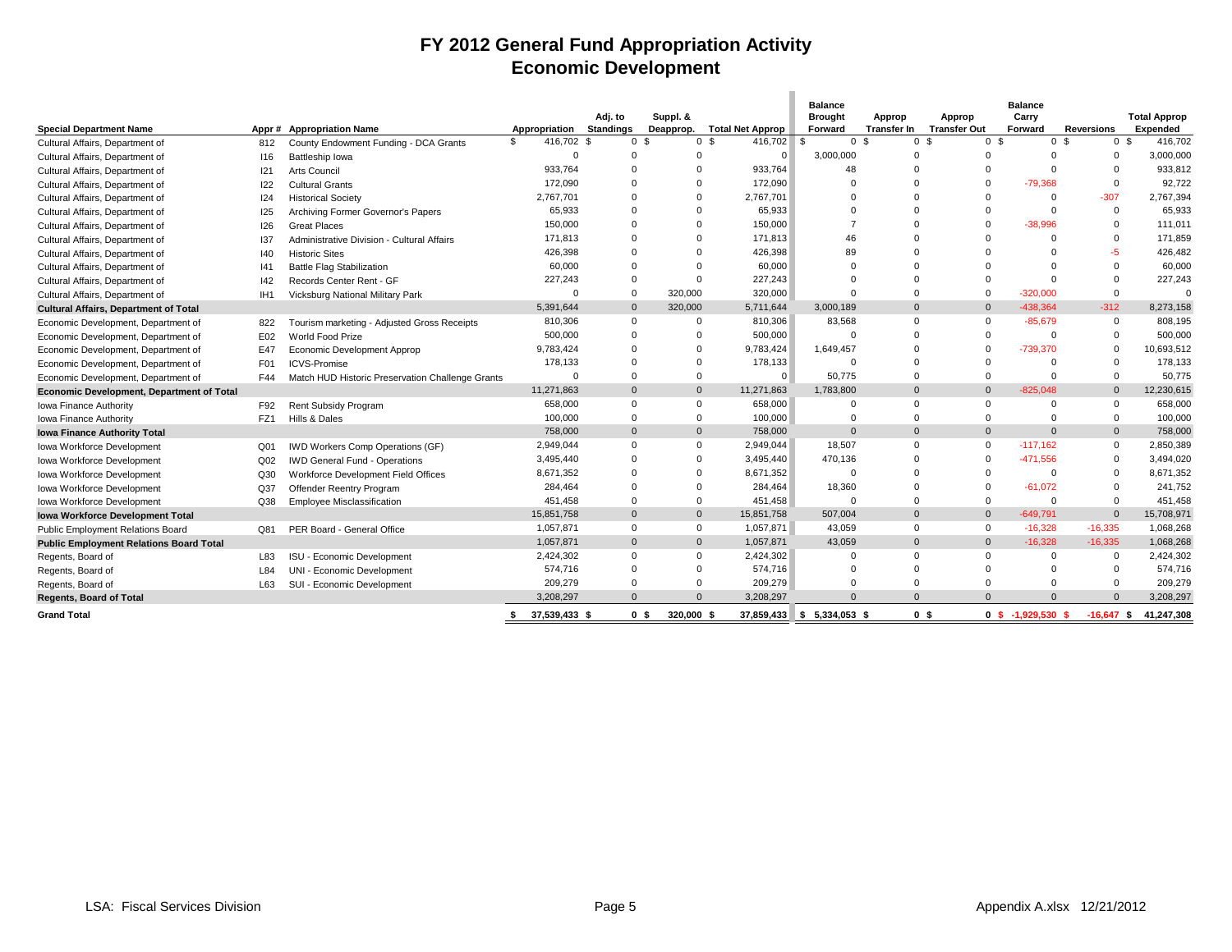# FY 2012 General Fund Appropriation Activity
## Economic Development

| Special Department Name | Appr # | Appropriation Name | Appropriation | Adj. to Standings | Suppl. & Deapprop. | Total Net Approp | Balance Brought Forward | Approp Transfer In | Approp Transfer Out | Balance Carry Forward | Reversions | Total Approp Expended |
|---|---|---|---|---|---|---|---|---|---|---|---|---|
| Cultural Affairs, Department of | 812 | County Endowment Funding - DCA Grants | $ 416,702 | $ 0 | $ 0 | $ 416,702 | $ 0 | $ 0 | $ 0 | $ 0 | $ 0 | $ 416,702 |
| Cultural Affairs, Department of | I16 | Battleship Iowa | 0 | 0 | 0 | 0 | 3,000,000 | 0 | 0 | 0 | 0 | 3,000,000 |
| Cultural Affairs, Department of | I21 | Arts Council | 933,764 | 0 | 0 | 933,764 | 48 | 0 | 0 | 0 | 0 | 933,812 |
| Cultural Affairs, Department of | I22 | Cultural Grants | 172,090 | 0 | 0 | 172,090 | 0 | 0 | 0 | -79,368 | 0 | 92,722 |
| Cultural Affairs, Department of | I24 | Historical Society | 2,767,701 | 0 | 0 | 2,767,701 | 0 | 0 | 0 | 0 | -307 | 2,767,394 |
| Cultural Affairs, Department of | I25 | Archiving Former Governor's Papers | 65,933 | 0 | 0 | 65,933 | 0 | 0 | 0 | 0 | 0 | 65,933 |
| Cultural Affairs, Department of | I26 | Great Places | 150,000 | 0 | 0 | 150,000 | 7 | 0 | 0 | -38,996 | 0 | 111,011 |
| Cultural Affairs, Department of | I37 | Administrative Division - Cultural Affairs | 171,813 | 0 | 0 | 171,813 | 46 | 0 | 0 | 0 | 0 | 171,859 |
| Cultural Affairs, Department of | I40 | Historic Sites | 426,398 | 0 | 0 | 426,398 | 89 | 0 | 0 | 0 | -5 | 426,482 |
| Cultural Affairs, Department of | I41 | Battle Flag Stabilization | 60,000 | 0 | 0 | 60,000 | 0 | 0 | 0 | 0 | 0 | 60,000 |
| Cultural Affairs, Department of | I42 | Records Center Rent - GF | 227,243 | 0 | 0 | 227,243 | 0 | 0 | 0 | 0 | 0 | 227,243 |
| Cultural Affairs, Department of | IH1 | Vicksburg National Military Park | 0 | 0 | 320,000 | 320,000 | 0 | 0 | 0 | -320,000 | 0 | 0 |
| **Cultural Affairs, Department of Total** | | | 5,391,644 | 0 | 320,000 | 5,711,644 | 3,000,189 | 0 | 0 | -438,364 | -312 | 8,273,158 |
| Economic Development, Department of | 822 | Tourism marketing - Adjusted Gross Receipts | 810,306 | 0 | 0 | 810,306 | 83,568 | 0 | 0 | -85,679 | 0 | 808,195 |
| Economic Development, Department of | E02 | World Food Prize | 500,000 | 0 | 0 | 500,000 | 0 | 0 | 0 | 0 | 0 | 500,000 |
| Economic Development, Department of | E47 | Economic Development Approp | 9,783,424 | 0 | 0 | 9,783,424 | 1,649,457 | 0 | 0 | -739,370 | 0 | 10,693,512 |
| Economic Development, Department of | F01 | ICVS-Promise | 178,133 | 0 | 0 | 178,133 | 0 | 0 | 0 | 0 | 0 | 178,133 |
| Economic Development, Department of | F44 | Match HUD Historic Preservation Challenge Grants | 0 | 0 | 0 | 0 | 50,775 | 0 | 0 | 0 | 0 | 50,775 |
| **Economic Development, Department of Total** | | | 11,271,863 | 0 | 0 | 11,271,863 | 1,783,800 | 0 | 0 | -825,048 | 0 | 12,230,615 |
| Iowa Finance Authority | F92 | Rent Subsidy Program | 658,000 | 0 | 0 | 658,000 | 0 | 0 | 0 | 0 | 0 | 658,000 |
| Iowa Finance Authority | FZ1 | Hills & Dales | 100,000 | 0 | 0 | 100,000 | 0 | 0 | 0 | 0 | 0 | 100,000 |
| **Iowa Finance Authority Total** | | | 758,000 | 0 | 0 | 758,000 | 0 | 0 | 0 | 0 | 0 | 758,000 |
| Iowa Workforce Development | Q01 | IWD Workers Comp Operations (GF) | 2,949,044 | 0 | 0 | 2,949,044 | 18,507 | 0 | 0 | -117,162 | 0 | 2,850,389 |
| Iowa Workforce Development | Q02 | IWD General Fund - Operations | 3,495,440 | 0 | 0 | 3,495,440 | 470,136 | 0 | 0 | -471,556 | 0 | 3,494,020 |
| Iowa Workforce Development | Q30 | Workforce Development Field Offices | 8,671,352 | 0 | 0 | 8,671,352 | 0 | 0 | 0 | 0 | 0 | 8,671,352 |
| Iowa Workforce Development | Q37 | Offender Reentry Program | 284,464 | 0 | 0 | 284,464 | 18,360 | 0 | 0 | -61,072 | 0 | 241,752 |
| Iowa Workforce Development | Q38 | Employee Misclassification | 451,458 | 0 | 0 | 451,458 | 0 | 0 | 0 | 0 | 0 | 451,458 |
| **Iowa Workforce Development Total** | | | 15,851,758 | 0 | 0 | 15,851,758 | 507,004 | 0 | 0 | -649,791 | 0 | 15,708,971 |
| Public Employment Relations Board | Q81 | PER Board - General Office | 1,057,871 | 0 | 0 | 1,057,871 | 43,059 | 0 | 0 | -16,328 | -16,335 | 1,068,268 |
| **Public Employment Relations Board Total** | | | 1,057,871 | 0 | 0 | 1,057,871 | 43,059 | 0 | 0 | -16,328 | -16,335 | 1,068,268 |
| Regents, Board of | L83 | ISU - Economic Development | 2,424,302 | 0 | 0 | 2,424,302 | 0 | 0 | 0 | 0 | 0 | 2,424,302 |
| Regents, Board of | L84 | UNI - Economic Development | 574,716 | 0 | 0 | 574,716 | 0 | 0 | 0 | 0 | 0 | 574,716 |
| Regents, Board of | L63 | SUI - Economic Development | 209,279 | 0 | 0 | 209,279 | 0 | 0 | 0 | 0 | 0 | 209,279 |
| **Regents, Board of Total** | | | 3,208,297 | 0 | 0 | 3,208,297 | 0 | 0 | 0 | 0 | 0 | 3,208,297 |
| **Grand Total** | | | **$ 37,539,433** | **$ 0** | **$ 320,000** | **$ 37,859,433** | **$ 5,334,053** | **$ 0** | **$ 0** | **$ -1,929,530** | **$ -16,647** | **$ 41,247,308** |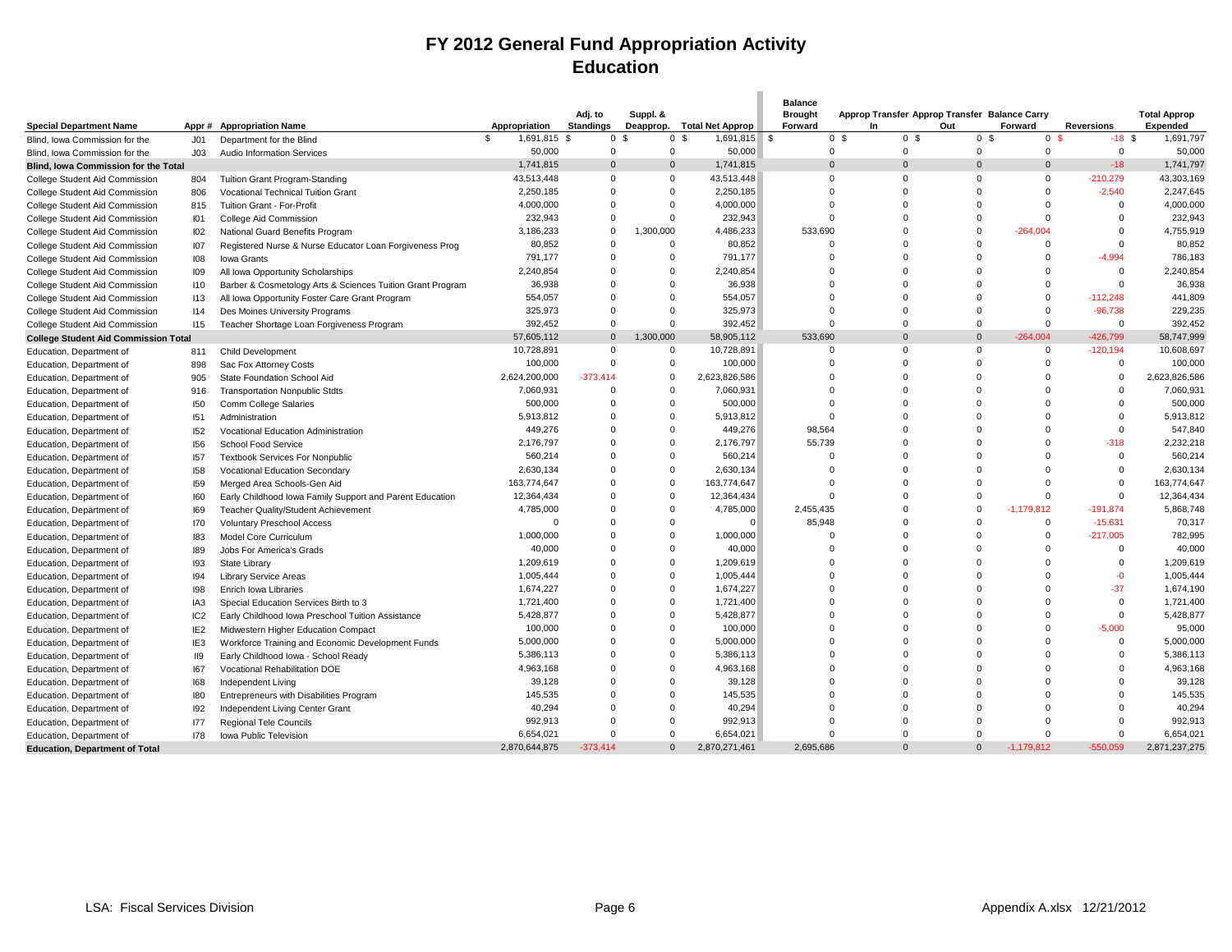# FY 2012 General Fund Appropriation Activity
## Education

| Special Department Name | Appr # | Appropriation Name | Appropriation | Adj. to Standings | Suppl. & Deapprop. | Total Net Approp | Balance Brought Forward | Approp Transfer In | Approp Transfer Out | Balance Carry Forward | Reversions | Total Approp Expended |
|---|---|---|---|---|---|---|---|---|---|---|---|---|
| Blind, Iowa Commission for the | J01 | Department for the Blind | $ 1,691,815 | $ 0 | $ 0 | $ 1,691,815 | $ 0 | $ 0 | $ 0 | $ 0 | $ -18 | $ 1,691,797 |
| Blind, Iowa Commission for the | J03 | Audio Information Services | 50,000 | 0 | 0 | 50,000 | 0 | 0 | 0 | 0 | 0 | 50,000 |
| **Blind, Iowa Commission for the Total** | | | 1,741,815 | 0 | 0 | 1,741,815 | 0 | 0 | 0 | 0 | -18 | 1,741,797 |
| College Student Aid Commission | 804 | Tuition Grant Program-Standing | 43,513,448 | 0 | 0 | 43,513,448 | 0 | 0 | 0 | 0 | -210,279 | 43,303,169 |
| College Student Aid Commission | 806 | Vocational Technical Tuition Grant | 2,250,185 | 0 | 0 | 2,250,185 | 0 | 0 | 0 | 0 | -2,540 | 2,247,645 |
| College Student Aid Commission | 815 | Tuition Grant - For-Profit | 4,000,000 | 0 | 0 | 4,000,000 | 0 | 0 | 0 | 0 | 0 | 4,000,000 |
| College Student Aid Commission | I01 | College Aid Commission | 232,943 | 0 | 0 | 232,943 | 0 | 0 | 0 | 0 | 0 | 232,943 |
| College Student Aid Commission | I02 | National Guard Benefits Program | 3,186,233 | 0 | 1,300,000 | 4,486,233 | 533,690 | 0 | 0 | -264,004 | 0 | 4,755,919 |
| College Student Aid Commission | I07 | Registered Nurse & Nurse Educator Loan Forgiveness Prog | 80,852 | 0 | 0 | 80,852 | 0 | 0 | 0 | 0 | 0 | 80,852 |
| College Student Aid Commission | I08 | Iowa Grants | 791,177 | 0 | 0 | 791,177 | 0 | 0 | 0 | 0 | -4,994 | 786,183 |
| College Student Aid Commission | I09 | All Iowa Opportunity Scholarships | 2,240,854 | 0 | 0 | 2,240,854 | 0 | 0 | 0 | 0 | 0 | 2,240,854 |
| College Student Aid Commission | I10 | Barber & Cosmetology Arts & Sciences Tuition Grant Program | 36,938 | 0 | 0 | 36,938 | 0 | 0 | 0 | 0 | 0 | 36,938 |
| College Student Aid Commission | I13 | All Iowa Opportunity Foster Care Grant Program | 554,057 | 0 | 0 | 554,057 | 0 | 0 | 0 | 0 | -112,248 | 441,809 |
| College Student Aid Commission | I14 | Des Moines University Programs | 325,973 | 0 | 0 | 325,973 | 0 | 0 | 0 | 0 | -96,738 | 229,235 |
| College Student Aid Commission | I15 | Teacher Shortage Loan Forgiveness Program | 392,452 | 0 | 0 | 392,452 | 0 | 0 | 0 | 0 | 0 | 392,452 |
| **College Student Aid Commission Total** | | | 57,605,112 | 0 | 1,300,000 | 58,905,112 | 533,690 | 0 | 0 | -264,004 | -426,799 | 58,747,999 |
| Education, Department of | 811 | Child Development | 10,728,891 | 0 | 0 | 10,728,891 | 0 | 0 | 0 | 0 | -120,194 | 10,608,697 |
| Education, Department of | 898 | Sac Fox Attorney Costs | 100,000 | 0 | 0 | 100,000 | 0 | 0 | 0 | 0 | 0 | 100,000 |
| Education, Department of | 905 | State Foundation School Aid | 2,624,200,000 | -373,414 | 0 | 2,623,826,586 | 0 | 0 | 0 | 0 | 0 | 2,623,826,586 |
| Education, Department of | 916 | Transportation Nonpublic Stdts | 7,060,931 | 0 | 0 | 7,060,931 | 0 | 0 | 0 | 0 | 0 | 7,060,931 |
| Education, Department of | I50 | Comm College Salaries | 500,000 | 0 | 0 | 500,000 | 0 | 0 | 0 | 0 | 0 | 500,000 |
| Education, Department of | I51 | Administration | 5,913,812 | 0 | 0 | 5,913,812 | 0 | 0 | 0 | 0 | 0 | 5,913,812 |
| Education, Department of | I52 | Vocational Education Administration | 449,276 | 0 | 0 | 449,276 | 98,564 | 0 | 0 | 0 | 0 | 547,840 |
| Education, Department of | I56 | School Food Service | 2,176,797 | 0 | 0 | 2,176,797 | 55,739 | 0 | 0 | 0 | -318 | 2,232,218 |
| Education, Department of | I57 | Textbook Services For Nonpublic | 560,214 | 0 | 0 | 560,214 | 0 | 0 | 0 | 0 | 0 | 560,214 |
| Education, Department of | I58 | Vocational Education Secondary | 2,630,134 | 0 | 0 | 2,630,134 | 0 | 0 | 0 | 0 | 0 | 2,630,134 |
| Education, Department of | I59 | Merged Area Schools-Gen Aid | 163,774,647 | 0 | 0 | 163,774,647 | 0 | 0 | 0 | 0 | 0 | 163,774,647 |
| Education, Department of | I60 | Early Childhood Iowa Family Support and Parent Education | 12,364,434 | 0 | 0 | 12,364,434 | 0 | 0 | 0 | 0 | 0 | 12,364,434 |
| Education, Department of | I69 | Teacher Quality/Student Achievement | 4,785,000 | 0 | 0 | 4,785,000 | 2,455,435 | 0 | 0 | -1,179,812 | -191,874 | 5,868,748 |
| Education, Department of | I70 | Voluntary Preschool Access | 0 | 0 | 0 | 0 | 85,948 | 0 | 0 | 0 | -15,631 | 70,317 |
| Education, Department of | I83 | Model Core Curriculum | 1,000,000 | 0 | 0 | 1,000,000 | 0 | 0 | 0 | 0 | -217,005 | 782,995 |
| Education, Department of | I89 | Jobs For America's Grads | 40,000 | 0 | 0 | 40,000 | 0 | 0 | 0 | 0 | 0 | 40,000 |
| Education, Department of | I93 | State Library | 1,209,619 | 0 | 0 | 1,209,619 | 0 | 0 | 0 | 0 | 0 | 1,209,619 |
| Education, Department of | I94 | Library Service Areas | 1,005,444 | 0 | 0 | 1,005,444 | 0 | 0 | 0 | 0 | -0 | 1,005,444 |
| Education, Department of | I98 | Enrich Iowa Libraries | 1,674,227 | 0 | 0 | 1,674,227 | 0 | 0 | 0 | 0 | -37 | 1,674,190 |
| Education, Department of | IA3 | Special Education Services Birth to 3 | 1,721,400 | 0 | 0 | 1,721,400 | 0 | 0 | 0 | 0 | 0 | 1,721,400 |
| Education, Department of | IC2 | Early Childhood Iowa Preschool Tuition Assistance | 5,428,877 | 0 | 0 | 5,428,877 | 0 | 0 | 0 | 0 | 0 | 5,428,877 |
| Education, Department of | IE2 | Midwestern Higher Education Compact | 100,000 | 0 | 0 | 100,000 | 0 | 0 | 0 | 0 | -5,000 | 95,000 |
| Education, Department of | IE3 | Workforce Training and Economic Development Funds | 5,000,000 | 0 | 0 | 5,000,000 | 0 | 0 | 0 | 0 | 0 | 5,000,000 |
| Education, Department of | II9 | Early Childhood Iowa - School Ready | 5,386,113 | 0 | 0 | 5,386,113 | 0 | 0 | 0 | 0 | 0 | 5,386,113 |
| Education, Department of | I67 | Vocational Rehabilitation DOE | 4,963,168 | 0 | 0 | 4,963,168 | 0 | 0 | 0 | 0 | 0 | 4,963,168 |
| Education, Department of | I68 | Independent Living | 39,128 | 0 | 0 | 39,128 | 0 | 0 | 0 | 0 | 0 | 39,128 |
| Education, Department of | I80 | Entrepreneurs with Disabilities Program | 145,535 | 0 | 0 | 145,535 | 0 | 0 | 0 | 0 | 0 | 145,535 |
| Education, Department of | I92 | Independent Living Center Grant | 40,294 | 0 | 0 | 40,294 | 0 | 0 | 0 | 0 | 0 | 40,294 |
| Education, Department of | I77 | Regional Tele Councils | 992,913 | 0 | 0 | 992,913 | 0 | 0 | 0 | 0 | 0 | 992,913 |
| Education, Department of | I78 | Iowa Public Television | 6,654,021 | 0 | 0 | 6,654,021 | 0 | 0 | 0 | 0 | 0 | 6,654,021 |
| **Education, Department of Total** | | | 2,870,644,875 | -373,414 | 0 | 2,870,271,461 | 2,695,686 | 0 | 0 | -1,179,812 | -550,059 | 2,871,237,275 |

LSA: Fiscal Services Division — Appendix A.xlsx 12/21/2012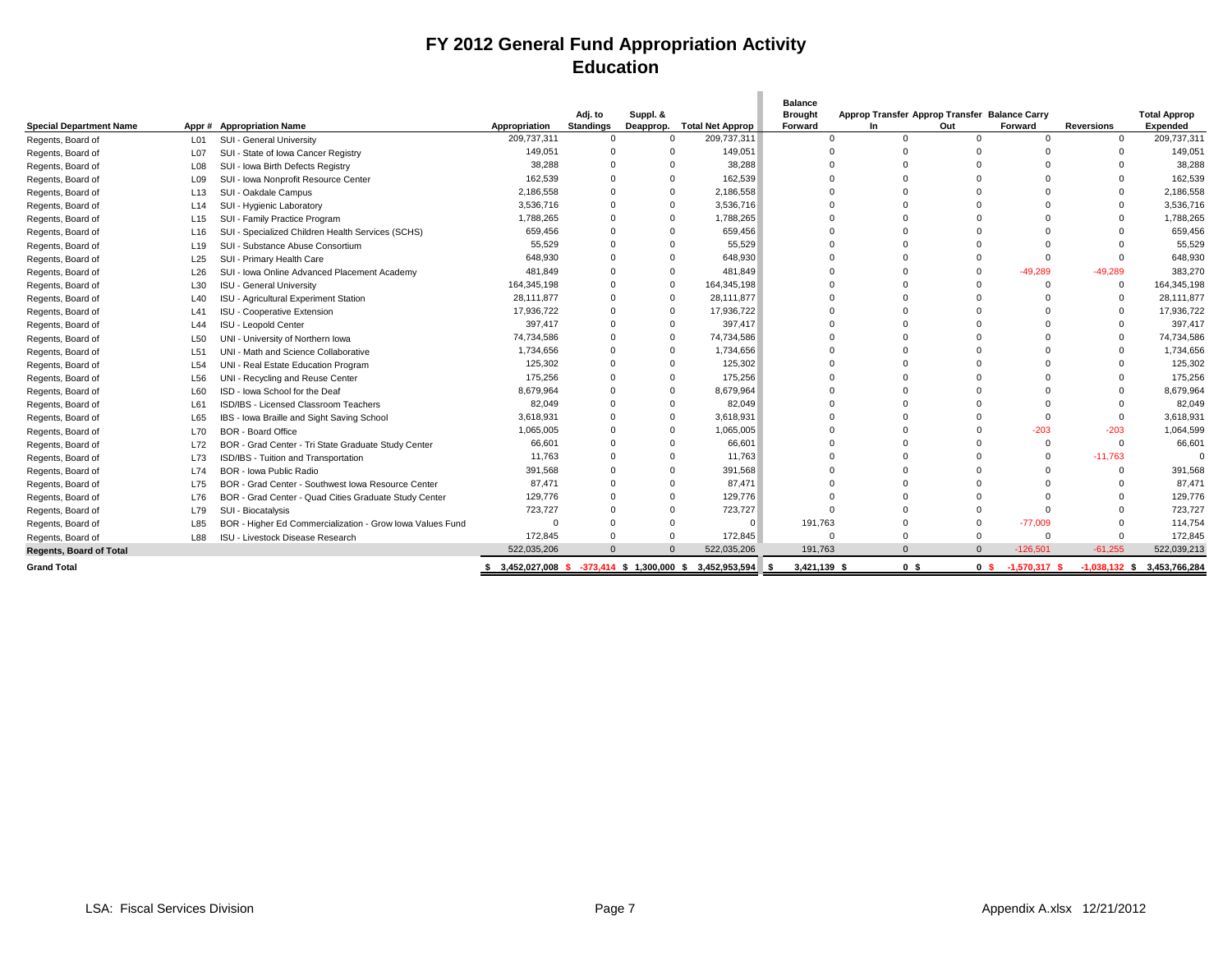# FY 2012 General Fund Appropriation Activity
## Education

| Special Department Name | Appr # | Appropriation Name | Appropriation | Adj. to Standings | Suppl. & Deapprop. | Total Net Approp | Balance Brought Forward | Approp Transfer In | Approp Transfer Out | Balance Carry Forward | Reversions | Total Approp Expended |
|---|---|---|---|---|---|---|---|---|---|---|---|---|
| Regents, Board of | L01 | SUI - General University | 209,737,311 | 0 | 0 | 209,737,311 | 0 | 0 | 0 | 0 | 0 | 209,737,311 |
| Regents, Board of | L07 | SUI - State of Iowa Cancer Registry | 149,051 | 0 | 0 | 149,051 | 0 | 0 | 0 | 0 | 0 | 149,051 |
| Regents, Board of | L08 | SUI - Iowa Birth Defects Registry | 38,288 | 0 | 0 | 38,288 | 0 | 0 | 0 | 0 | 0 | 38,288 |
| Regents, Board of | L09 | SUI - Iowa Nonprofit Resource Center | 162,539 | 0 | 0 | 162,539 | 0 | 0 | 0 | 0 | 0 | 162,539 |
| Regents, Board of | L13 | SUI - Oakdale Campus | 2,186,558 | 0 | 0 | 2,186,558 | 0 | 0 | 0 | 0 | 0 | 2,186,558 |
| Regents, Board of | L14 | SUI - Hygienic Laboratory | 3,536,716 | 0 | 0 | 3,536,716 | 0 | 0 | 0 | 0 | 0 | 3,536,716 |
| Regents, Board of | L15 | SUI - Family Practice Program | 1,788,265 | 0 | 0 | 1,788,265 | 0 | 0 | 0 | 0 | 0 | 1,788,265 |
| Regents, Board of | L16 | SUI - Specialized Children Health Services (SCHS) | 659,456 | 0 | 0 | 659,456 | 0 | 0 | 0 | 0 | 0 | 659,456 |
| Regents, Board of | L19 | SUI - Substance Abuse Consortium | 55,529 | 0 | 0 | 55,529 | 0 | 0 | 0 | 0 | 0 | 55,529 |
| Regents, Board of | L25 | SUI - Primary Health Care | 648,930 | 0 | 0 | 648,930 | 0 | 0 | 0 | 0 | 0 | 648,930 |
| Regents, Board of | L26 | SUI - Iowa Online Advanced Placement Academy | 481,849 | 0 | 0 | 481,849 | 0 | 0 | 0 | -49,289 | -49,289 | 383,270 |
| Regents, Board of | L30 | ISU - General University | 164,345,198 | 0 | 0 | 164,345,198 | 0 | 0 | 0 | 0 | 0 | 164,345,198 |
| Regents, Board of | L40 | ISU - Agricultural Experiment Station | 28,111,877 | 0 | 0 | 28,111,877 | 0 | 0 | 0 | 0 | 0 | 28,111,877 |
| Regents, Board of | L41 | ISU - Cooperative Extension | 17,936,722 | 0 | 0 | 17,936,722 | 0 | 0 | 0 | 0 | 0 | 17,936,722 |
| Regents, Board of | L44 | ISU - Leopold Center | 397,417 | 0 | 0 | 397,417 | 0 | 0 | 0 | 0 | 0 | 397,417 |
| Regents, Board of | L50 | UNI - University of Northern Iowa | 74,734,586 | 0 | 0 | 74,734,586 | 0 | 0 | 0 | 0 | 0 | 74,734,586 |
| Regents, Board of | L51 | UNI - Math and Science Collaborative | 1,734,656 | 0 | 0 | 1,734,656 | 0 | 0 | 0 | 0 | 0 | 1,734,656 |
| Regents, Board of | L54 | UNI - Real Estate Education Program | 125,302 | 0 | 0 | 125,302 | 0 | 0 | 0 | 0 | 0 | 125,302 |
| Regents, Board of | L56 | UNI - Recycling and Reuse Center | 175,256 | 0 | 0 | 175,256 | 0 | 0 | 0 | 0 | 0 | 175,256 |
| Regents, Board of | L60 | ISD - Iowa School for the Deaf | 8,679,964 | 0 | 0 | 8,679,964 | 0 | 0 | 0 | 0 | 0 | 8,679,964 |
| Regents, Board of | L61 | ISD/IBS - Licensed Classroom Teachers | 82,049 | 0 | 0 | 82,049 | 0 | 0 | 0 | 0 | 0 | 82,049 |
| Regents, Board of | L65 | IBS - Iowa Braille and Sight Saving School | 3,618,931 | 0 | 0 | 3,618,931 | 0 | 0 | 0 | 0 | 0 | 3,618,931 |
| Regents, Board of | L70 | BOR - Board Office | 1,065,005 | 0 | 0 | 1,065,005 | 0 | 0 | 0 | -203 | -203 | 1,064,599 |
| Regents, Board of | L72 | BOR - Grad Center - Tri State Graduate Study Center | 66,601 | 0 | 0 | 66,601 | 0 | 0 | 0 | 0 | 0 | 66,601 |
| Regents, Board of | L73 | ISD/IBS - Tuition and Transportation | 11,763 | 0 | 0 | 11,763 | 0 | 0 | 0 | 0 | -11,763 | 0 |
| Regents, Board of | L74 | BOR - Iowa Public Radio | 391,568 | 0 | 0 | 391,568 | 0 | 0 | 0 | 0 | 0 | 391,568 |
| Regents, Board of | L75 | BOR - Grad Center - Southwest Iowa Resource Center | 87,471 | 0 | 0 | 87,471 | 0 | 0 | 0 | 0 | 0 | 87,471 |
| Regents, Board of | L76 | BOR - Grad Center - Quad Cities Graduate Study Center | 129,776 | 0 | 0 | 129,776 | 0 | 0 | 0 | 0 | 0 | 129,776 |
| Regents, Board of | L79 | SUI - Biocatalysis | 723,727 | 0 | 0 | 723,727 | 0 | 0 | 0 | 0 | 0 | 723,727 |
| Regents, Board of | L85 | BOR - Higher Ed Commercialization - Grow Iowa Values Fund | 0 | 0 | 0 | 0 | 191,763 | 0 | 0 | -77,009 | 0 | 114,754 |
| Regents, Board of | L88 | ISU - Livestock Disease Research | 172,845 | 0 | 0 | 172,845 | 0 | 0 | 0 | 0 | 0 | 172,845 |
| **Regents, Board of Total** | | | 522,035,206 | 0 | 0 | 522,035,206 | 191,763 | 0 | 0 | -126,501 | -61,255 | 522,039,213 |
| **Grand Total** | | | $ 3,452,027,008 | $ -373,414 | $ 1,300,000 | $ 3,452,953,594 | $ 3,421,139 | $ 0 | $ 0 | $ -1,570,317 | $ -1,038,132 | $ 3,453,766,284 |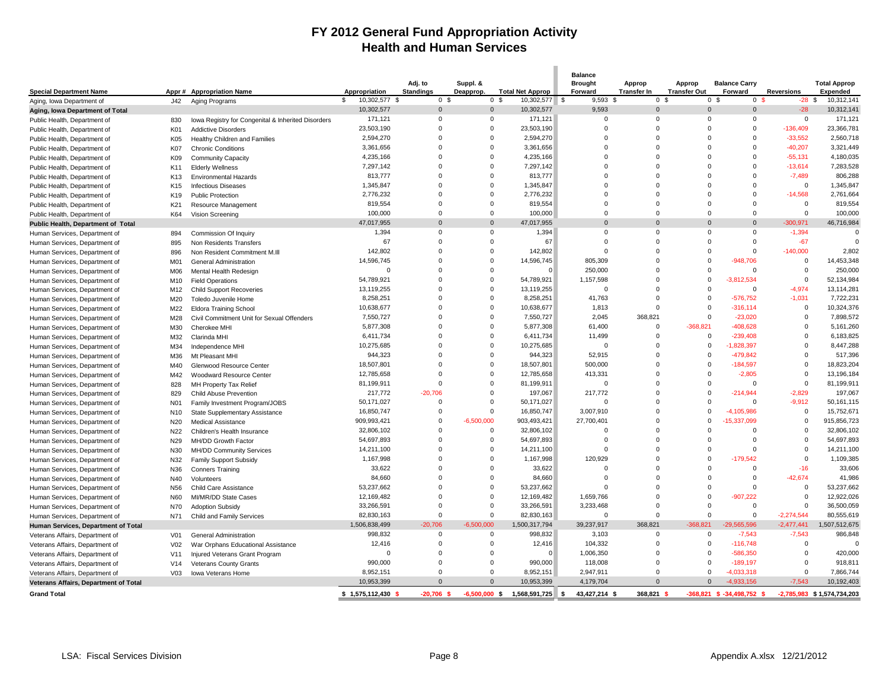# FY 2012 General Fund Appropriation Activity
## Health and Human Services

| Special Department Name | Appr # | Appropriation Name | Appropriation | Adj. to Standings | Suppl. & Deapprop. | Total Net Approp | Balance Brought Forward | Approp Transfer In | Approp Transfer Out | Balance Carry Forward | Reversions | Total Approp Expended |
|---|---|---|---|---|---|---|---|---|---|---|---|---|
| Aging, Iowa Department of | J42 | Aging Programs | $ 10,302,577 | $ 0 | $ 0 | $ 10,302,577 | $ 9,593 | $ 0 | $ 0 | $ 0 | $ -28 | $ 10,312,141 |
| **Aging, Iowa Department of Total** | | | 10,302,577 | 0 | 0 | 10,302,577 | 9,593 | 0 | 0 | 0 | -28 | 10,312,141 |
| Public Health, Department of | 830 | Iowa Registry for Congenital & Inherited Disorders | 171,121 | 0 | 0 | 171,121 | 0 | 0 | 0 | 0 | 0 | 171,121 |
| Public Health, Department of | K01 | Addictive Disorders | 23,503,190 | 0 | 0 | 23,503,190 | 0 | 0 | 0 | 0 | -136,409 | 23,366,781 |
| Public Health, Department of | K05 | Healthy Children and Families | 2,594,270 | 0 | 0 | 2,594,270 | 0 | 0 | 0 | 0 | -33,552 | 2,560,718 |
| Public Health, Department of | K07 | Chronic Conditions | 3,361,656 | 0 | 0 | 3,361,656 | 0 | 0 | 0 | 0 | -40,207 | 3,321,449 |
| Public Health, Department of | K09 | Community Capacity | 4,235,166 | 0 | 0 | 4,235,166 | 0 | 0 | 0 | 0 | -55,131 | 4,180,035 |
| Public Health, Department of | K11 | Elderly Wellness | 7,297,142 | 0 | 0 | 7,297,142 | 0 | 0 | 0 | 0 | -13,614 | 7,283,528 |
| Public Health, Department of | K13 | Environmental Hazards | 813,777 | 0 | 0 | 813,777 | 0 | 0 | 0 | 0 | -7,489 | 806,288 |
| Public Health, Department of | K15 | Infectious Diseases | 1,345,847 | 0 | 0 | 1,345,847 | 0 | 0 | 0 | 0 | 0 | 1,345,847 |
| Public Health, Department of | K19 | Public Protection | 2,776,232 | 0 | 0 | 2,776,232 | 0 | 0 | 0 | 0 | -14,568 | 2,761,664 |
| Public Health, Department of | K21 | Resource Management | 819,554 | 0 | 0 | 819,554 | 0 | 0 | 0 | 0 | 0 | 819,554 |
| Public Health, Department of | K64 | Vision Screening | 100,000 | 0 | 0 | 100,000 | 0 | 0 | 0 | 0 | 0 | 100,000 |
| **Public Health, Department of Total** | | | 47,017,955 | 0 | 0 | 47,017,955 | 0 | 0 | 0 | 0 | -300,971 | 46,716,984 |
| Human Services, Department of | 894 | Commission Of Inquiry | 1,394 | 0 | 0 | 1,394 | 0 | 0 | 0 | 0 | -1,394 | 0 |
| Human Services, Department of | 895 | Non Residents Transfers | 67 | 0 | 0 | 67 | 0 | 0 | 0 | 0 | -67 | 0 |
| Human Services, Department of | 896 | Non Resident Commitment M.Ill | 142,802 | 0 | 0 | 142,802 | 0 | 0 | 0 | 0 | -140,000 | 2,802 |
| Human Services, Department of | M01 | General Administration | 14,596,745 | 0 | 0 | 14,596,745 | 805,309 | 0 | 0 | -948,706 | 0 | 14,453,348 |
| Human Services, Department of | M06 | Mental Health Redesign | 0 | 0 | 0 | 0 | 250,000 | 0 | 0 | 0 | 0 | 250,000 |
| Human Services, Department of | M10 | Field Operations | 54,789,921 | 0 | 0 | 54,789,921 | 1,157,598 | 0 | 0 | -3,812,534 | 0 | 52,134,984 |
| Human Services, Department of | M12 | Child Support Recoveries | 13,119,255 | 0 | 0 | 13,119,255 | 0 | 0 | 0 | 0 | -4,974 | 13,114,281 |
| Human Services, Department of | M20 | Toledo Juvenile Home | 8,258,251 | 0 | 0 | 8,258,251 | 41,763 | 0 | 0 | -576,752 | -1,031 | 7,722,231 |
| Human Services, Department of | M22 | Eldora Training School | 10,638,677 | 0 | 0 | 10,638,677 | 1,813 | 0 | 0 | -316,114 | 0 | 10,324,376 |
| Human Services, Department of | M28 | Civil Commitment Unit for Sexual Offenders | 7,550,727 | 0 | 0 | 7,550,727 | 2,045 | 368,821 | 0 | -23,020 | 0 | 7,898,572 |
| Human Services, Department of | M30 | Cherokee MHI | 5,877,308 | 0 | 0 | 5,877,308 | 61,400 | 0 | -368,821 | -408,628 | 0 | 5,161,260 |
| Human Services, Department of | M32 | Clarinda MHI | 6,411,734 | 0 | 0 | 6,411,734 | 11,499 | 0 | 0 | -239,408 | 0 | 6,183,825 |
| Human Services, Department of | M34 | Independence MHI | 10,275,685 | 0 | 0 | 10,275,685 | 0 | 0 | 0 | -1,828,397 | 0 | 8,447,288 |
| Human Services, Department of | M36 | Mt Pleasant MHI | 944,323 | 0 | 0 | 944,323 | 52,915 | 0 | 0 | -479,842 | 0 | 517,396 |
| Human Services, Department of | M40 | Glenwood Resource Center | 18,507,801 | 0 | 0 | 18,507,801 | 500,000 | 0 | 0 | -184,597 | 0 | 18,823,204 |
| Human Services, Department of | M42 | Woodward Resource Center | 12,785,658 | 0 | 0 | 12,785,658 | 413,331 | 0 | 0 | -2,805 | 0 | 13,196,184 |
| Human Services, Department of | 828 | MH Property Tax Relief | 81,199,911 | 0 | 0 | 81,199,911 | 0 | 0 | 0 | 0 | 0 | 81,199,911 |
| Human Services, Department of | 829 | Child Abuse Prevention | 217,772 | -20,706 | 0 | 197,067 | 217,772 | 0 | 0 | -214,944 | -2,829 | 197,067 |
| Human Services, Department of | N01 | Family Investment Program/JOBS | 50,171,027 | 0 | 0 | 50,171,027 | 0 | 0 | 0 | 0 | -9,912 | 50,161,115 |
| Human Services, Department of | N10 | State Supplementary Assistance | 16,850,747 | 0 | 0 | 16,850,747 | 3,007,910 | 0 | 0 | -4,105,986 | 0 | 15,752,671 |
| Human Services, Department of | N20 | Medical Assistance | 909,993,421 | 0 | -6,500,000 | 903,493,421 | 27,700,401 | 0 | 0 | -15,337,099 | 0 | 915,856,723 |
| Human Services, Department of | N22 | Children's Health Insurance | 32,806,102 | 0 | 0 | 32,806,102 | 0 | 0 | 0 | 0 | 0 | 32,806,102 |
| Human Services, Department of | N29 | MH/DD Growth Factor | 54,697,893 | 0 | 0 | 54,697,893 | 0 | 0 | 0 | 0 | 0 | 54,697,893 |
| Human Services, Department of | N30 | MH/DD Community Services | 14,211,100 | 0 | 0 | 14,211,100 | 0 | 0 | 0 | 0 | 0 | 14,211,100 |
| Human Services, Department of | N32 | Family Support Subsidy | 1,167,998 | 0 | 0 | 1,167,998 | 120,929 | 0 | 0 | -179,542 | 0 | 1,109,385 |
| Human Services, Department of | N36 | Conners Training | 33,622 | 0 | 0 | 33,622 | 0 | 0 | 0 | 0 | -16 | 33,606 |
| Human Services, Department of | N40 | Volunteers | 84,660 | 0 | 0 | 84,660 | 0 | 0 | 0 | 0 | -42,674 | 41,986 |
| Human Services, Department of | N56 | Child Care Assistance | 53,237,662 | 0 | 0 | 53,237,662 | 0 | 0 | 0 | 0 | 0 | 53,237,662 |
| Human Services, Department of | N60 | MI/MR/DD State Cases | 12,169,482 | 0 | 0 | 12,169,482 | 1,659,766 | 0 | 0 | -907,222 | 0 | 12,922,026 |
| Human Services, Department of | N70 | Adoption Subsidy | 33,266,591 | 0 | 0 | 33,266,591 | 3,233,468 | 0 | 0 | 0 | 0 | 36,500,059 |
| Human Services, Department of | N71 | Child and Family Services | 82,830,163 | 0 | 0 | 82,830,163 | 0 | 0 | 0 | 0 | -2,274,544 | 80,555,619 |
| **Human Services, Department of Total** | | | 1,506,838,499 | -20,706 | -6,500,000 | 1,500,317,794 | 39,237,917 | 368,821 | -368,821 | -29,565,596 | -2,477,441 | 1,507,512,675 |
| Veterans Affairs, Department of | V01 | General Administration | 998,832 | 0 | 0 | 998,832 | 3,103 | 0 | 0 | -7,543 | -7,543 | 986,848 |
| Veterans Affairs, Department of | V02 | War Orphans Educational Assistance | 12,416 | 0 | 0 | 12,416 | 104,332 | 0 | 0 | -116,748 | 0 | 0 |
| Veterans Affairs, Department of | V11 | Injured Veterans Grant Program | 0 | 0 | 0 | 0 | 1,006,350 | 0 | 0 | -586,350 | 0 | 420,000 |
| Veterans Affairs, Department of | V14 | Veterans County Grants | 990,000 | 0 | 0 | 990,000 | 118,008 | 0 | 0 | -189,197 | 0 | 918,811 |
| Veterans Affairs, Department of | V03 | Iowa Veterans Home | 8,952,151 | 0 | 0 | 8,952,151 | 2,947,911 | 0 | 0 | -4,033,318 | 0 | 7,866,744 |
| **Veterans Affairs, Department of Total** | | | 10,953,399 | 0 | 0 | 10,953,399 | 4,179,704 | 0 | 0 | -4,933,156 | -7,543 | 10,192,403 |
| **Grand Total** | | | $ 1,575,112,430 | $ -20,706 | $ -6,500,000 | $ 1,568,591,725 | $ 43,427,214 | $ 368,821 | $ -368,821 | $ -34,498,752 | $ -2,785,983 | $ 1,574,734,203 |

LSA: Fiscal Services Division — Appendix A.xlsx 12/21/2012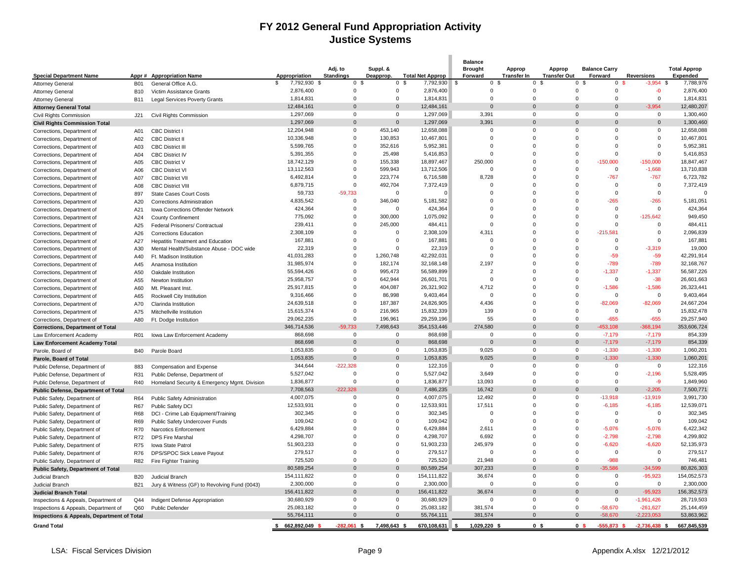# FY 2012 General Fund Appropriation Activity
## Justice Systems

| Special Department Name | Appr # | Appropriation Name | Appropriation | Adj. to Standings | Suppl. & Deapprop. | Total Net Approp | Balance Brought Forward | Approp Transfer In | Approp Transfer Out | Balance Carry Forward | Reversions | Total Approp Expended |
|---|---|---|---|---|---|---|---|---|---|---|---|---|
| Attorney General | B01 | General Office A.G. | $ 7,792,930 | $ 0 | $ 0 | $ 7,792,930 | $ 0 | $ 0 | $ 0 | $ 0 | $ -3,954 | $ 7,788,976 |
| Attorney General | B10 | Victim Assistance Grants | 2,876,400 | 0 | 0 | 2,876,400 | 0 | 0 | 0 | 0 | -0 | 2,876,400 |
| Attorney General | B11 | Legal Services Poverty Grants | 1,814,831 | 0 | 0 | 1,814,831 | 0 | 0 | 0 | 0 | 0 | 1,814,831 |
| **Attorney General Total** | | | 12,484,161 | 0 | 0 | 12,484,161 | 0 | 0 | 0 | 0 | -3,954 | 12,480,207 |
| Civil Rights Commission | J21 | Civil Rights Commission | 1,297,069 | 0 | 0 | 1,297,069 | 3,391 | 0 | 0 | 0 | 0 | 1,300,460 |
| **Civil Rights Commission Total** | | | 1,297,069 | 0 | 0 | 1,297,069 | 3,391 | 0 | 0 | 0 | 0 | 1,300,460 |
| Corrections, Department of | A01 | CBC District I | 12,204,948 | 0 | 453,140 | 12,658,088 | 0 | 0 | 0 | 0 | 0 | 12,658,088 |
| Corrections, Department of | A02 | CBC District II | 10,336,948 | 0 | 130,853 | 10,467,801 | 0 | 0 | 0 | 0 | 0 | 10,467,801 |
| Corrections, Department of | A03 | CBC District III | 5,599,765 | 0 | 352,616 | 5,952,381 | 0 | 0 | 0 | 0 | 0 | 5,952,381 |
| Corrections, Department of | A04 | CBC District IV | 5,391,355 | 0 | 25,498 | 5,416,853 | 0 | 0 | 0 | 0 | 0 | 5,416,853 |
| Corrections, Department of | A05 | CBC District V | 18,742,129 | 0 | 155,338 | 18,897,467 | 250,000 | 0 | 0 | -150,000 | -150,000 | 18,847,467 |
| Corrections, Department of | A06 | CBC District VI | 13,112,563 | 0 | 599,943 | 13,712,506 | 0 | 0 | 0 | 0 | -1,668 | 13,710,838 |
| Corrections, Department of | A07 | CBC District VII | 6,492,814 | 0 | 223,774 | 6,716,588 | 8,728 | 0 | 0 | -767 | -767 | 6,723,782 |
| Corrections, Department of | A08 | CBC District VIII | 6,879,715 | 0 | 492,704 | 7,372,419 | 0 | 0 | 0 | 0 | 0 | 7,372,419 |
| Corrections, Department of | 897 | State Cases Court Costs | 59,733 | -59,733 | 0 | 0 | 0 | 0 | 0 | 0 | 0 | 0 |
| Corrections, Department of | A20 | Corrections Administration | 4,835,542 | 0 | 346,040 | 5,181,582 | 0 | 0 | 0 | -265 | -265 | 5,181,051 |
| Corrections, Department of | A21 | Iowa Corrections Offender Network | 424,364 | 0 | 0 | 424,364 | 0 | 0 | 0 | 0 | 0 | 424,364 |
| Corrections, Department of | A24 | County Confinement | 775,092 | 0 | 300,000 | 1,075,092 | 0 | 0 | 0 | 0 | -125,642 | 949,450 |
| Corrections, Department of | A25 | Federal Prisoners/ Contractual | 239,411 | 0 | 245,000 | 484,411 | 0 | 0 | 0 | 0 | 0 | 484,411 |
| Corrections, Department of | A26 | Corrections Education | 2,308,109 | 0 | 0 | 2,308,109 | 4,311 | 0 | 0 | -215,581 | 0 | 2,096,839 |
| Corrections, Department of | A27 | Hepatitis Treatment and Education | 167,881 | 0 | 0 | 167,881 | 0 | 0 | 0 | 0 | 0 | 167,881 |
| Corrections, Department of | A30 | Mental Health/Substance Abuse - DOC wide | 22,319 | 0 | 0 | 22,319 | 0 | 0 | 0 | 0 | -3,319 | 19,000 |
| Corrections, Department of | A40 | Ft. Madison Institution | 41,031,283 | 0 | 1,260,748 | 42,292,031 | 0 | 0 | 0 | -59 | -59 | 42,291,914 |
| Corrections, Department of | A45 | Anamosa Institution | 31,985,974 | 0 | 182,174 | 32,168,148 | 2,197 | 0 | 0 | -789 | -789 | 32,168,767 |
| Corrections, Department of | A50 | Oakdale Institution | 55,594,426 | 0 | 995,473 | 56,589,899 | 2 | 0 | 0 | -1,337 | -1,337 | 56,587,226 |
| Corrections, Department of | A55 | Newton Institution | 25,958,757 | 0 | 642,944 | 26,601,701 | 0 | 0 | 0 | 0 | -38 | 26,601,663 |
| Corrections, Department of | A60 | Mt. Pleasant Inst. | 25,917,815 | 0 | 404,087 | 26,321,902 | 4,712 | 0 | 0 | -1,586 | -1,586 | 26,323,441 |
| Corrections, Department of | A65 | Rockwell City Institution | 9,316,466 | 0 | 86,998 | 9,403,464 | 0 | 0 | 0 | 0 | 0 | 9,403,464 |
| Corrections, Department of | A70 | Clarinda Institution | 24,639,518 | 0 | 187,387 | 24,826,905 | 4,436 | 0 | 0 | -82,069 | -82,069 | 24,667,204 |
| Corrections, Department of | A75 | Mitchellville Institution | 15,615,374 | 0 | 216,965 | 15,832,339 | 139 | 0 | 0 | 0 | 0 | 15,832,478 |
| Corrections, Department of | A80 | Ft. Dodge Institution | 29,062,235 | 0 | 196,961 | 29,259,196 | 55 | 0 | 0 | -655 | -655 | 29,257,940 |
| **Corrections, Department of Total** | | | 346,714,536 | -59,733 | 7,498,643 | 354,153,446 | 274,580 | 0 | 0 | -453,108 | -368,194 | 353,606,724 |
| Law Enforcement Academy | R01 | Iowa Law Enforcement Academy | 868,698 | 0 | 0 | 868,698 | 0 | 0 | 0 | -7,179 | -7,179 | 854,339 |
| **Law Enforcement Academy Total** | | | 868,698 | 0 | 0 | 868,698 | 0 | 0 | 0 | -7,179 | -7,179 | 854,339 |
| Parole, Board of | B40 | Parole Board | 1,053,835 | 0 | 0 | 1,053,835 | 9,025 | 0 | 0 | -1,330 | -1,330 | 1,060,201 |
| **Parole, Board of Total** | | | 1,053,835 | 0 | 0 | 1,053,835 | 9,025 | 0 | 0 | -1,330 | -1,330 | 1,060,201 |
| Public Defense, Department of | 883 | Compensation and Expense | 344,644 | -222,328 | 0 | 122,316 | 0 | 0 | 0 | 0 | 0 | 122,316 |
| Public Defense, Department of | R31 | Public Defense, Department of | 5,527,042 | 0 | 0 | 5,527,042 | 3,649 | 0 | 0 | 0 | -2,196 | 5,528,495 |
| Public Defense, Department of | R40 | Homeland Security & Emergency Mgmt. Division | 1,836,877 | 0 | 0 | 1,836,877 | 13,093 | 0 | 0 | 0 | -9 | 1,849,960 |
| **Public Defense, Department of Total** | | | 7,708,563 | -222,328 | 0 | 7,486,235 | 16,742 | 0 | 0 | 0 | -2,205 | 7,500,771 |
| Public Safety, Department of | R64 | Public Safety Administration | 4,007,075 | 0 | 0 | 4,007,075 | 12,492 | 0 | 0 | -13,918 | -13,919 | 3,991,730 |
| Public Safety, Department of | R67 | Public Safety DCI | 12,533,931 | 0 | 0 | 12,533,931 | 17,511 | 0 | 0 | -6,185 | -6,185 | 12,539,071 |
| Public Safety, Department of | R68 | DCI - Crime Lab Equipment/Training | 302,345 | 0 | 0 | 302,345 | 0 | 0 | 0 | 0 | 0 | 302,345 |
| Public Safety, Department of | R69 | Public Safety Undercover Funds | 109,042 | 0 | 0 | 109,042 | 0 | 0 | 0 | 0 | 0 | 109,042 |
| Public Safety, Department of | R70 | Narcotics Enforcement | 6,429,884 | 0 | 0 | 6,429,884 | 2,611 | 0 | 0 | -5,076 | -5,076 | 6,422,342 |
| Public Safety, Department of | R72 | DPS Fire Marshal | 4,298,707 | 0 | 0 | 4,298,707 | 6,692 | 0 | 0 | -2,798 | -2,798 | 4,299,802 |
| Public Safety, Department of | R75 | Iowa State Patrol | 51,903,233 | 0 | 0 | 51,903,233 | 245,979 | 0 | 0 | -6,620 | -6,620 | 52,135,973 |
| Public Safety, Department of | R76 | DPS/SPOC Sick Leave Payout | 279,517 | 0 | 0 | 279,517 | 0 | 0 | 0 | 0 | 0 | 279,517 |
| Public Safety, Department of | R82 | Fire Fighter Training | 725,520 | 0 | 0 | 725,520 | 21,948 | 0 | 0 | -988 | 0 | 746,481 |
| **Public Safety, Department of Total** | | | 80,589,254 | 0 | 0 | 80,589,254 | 307,233 | 0 | 0 | -35,586 | -34,599 | 80,826,303 |
| Judicial Branch | B20 | Judicial Branch | 154,111,822 | 0 | 0 | 154,111,822 | 36,674 | 0 | 0 | 0 | -95,923 | 154,052,573 |
| Judicial Branch | B21 | Jury & Witness (GF) to Revolving Fund (0043) | 2,300,000 | 0 | 0 | 2,300,000 | 0 | 0 | 0 | 0 | 0 | 2,300,000 |
| **Judicial Branch Total** | | | 156,411,822 | 0 | 0 | 156,411,822 | 36,674 | 0 | 0 | 0 | -95,923 | 156,352,573 |
| Inspections & Appeals, Department of | Q44 | Indigent Defense Appropriation | 30,680,929 | 0 | 0 | 30,680,929 | 0 | 0 | 0 | 0 | -1,961,426 | 28,719,503 |
| Inspections & Appeals, Department of | Q60 | Public Defender | 25,083,182 | 0 | 0 | 25,083,182 | 381,574 | 0 | 0 | -58,670 | -261,627 | 25,144,459 |
| **Inspections & Appeals, Department of Total** | | | 55,764,111 | 0 | 0 | 55,764,111 | 381,574 | 0 | 0 | -58,670 | -2,223,053 | 53,863,962 |
| **Grand Total** | | | $ 662,892,049 | $ -282,061 | $ 7,498,643 | $ 670,108,631 | $ 1,029,220 | $ 0 | $ 0 | $ -555,873 | $ -2,736,438 | $ 667,845,539 |

LSA: Fiscal Services Division — Appendix A.xlsx 12/21/2012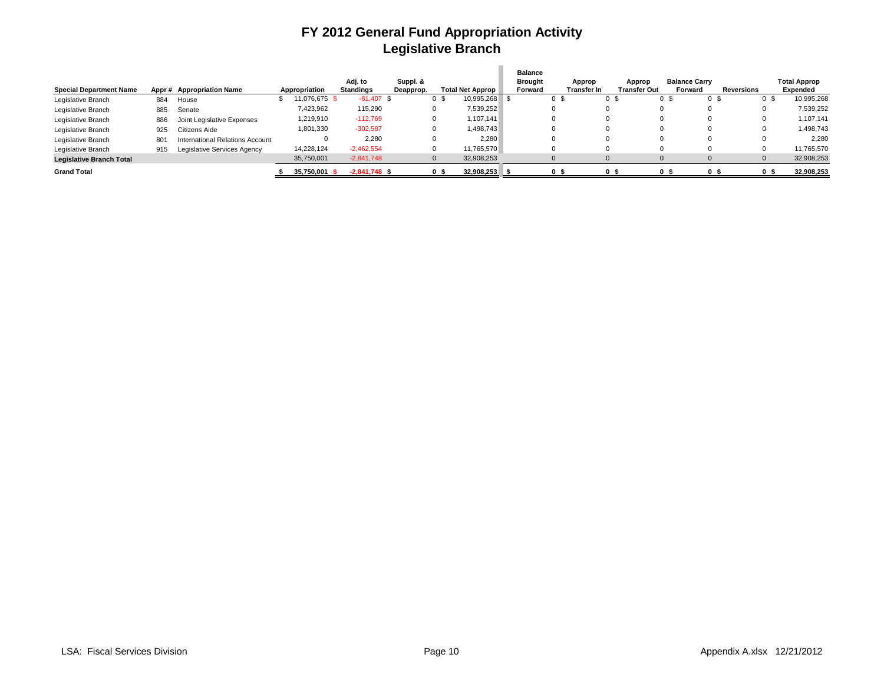# FY 2012 General Fund Appropriation Activity
## Legislative Branch

| Special Department Name | Appr # | Appropriation Name | Appropriation | Adj. to Standings | Suppl. & Deapprop. | Total Net Approp | Balance Brought Forward | Approp Transfer In | Approp Transfer Out | Balance Carry Forward | Reversions | Total Approp Expended |
|---|---|---|---|---|---|---|---|---|---|---|---|---|
| Legislative Branch | 884 | House | $ 11,076,675 | $ -81,407 | $ 0 | $ 10,995,268 | $ 0 | $ 0 | $ 0 | $ 0 | $ 0 | $ 10,995,268 |
| Legislative Branch | 885 | Senate | 7,423,962 | 115,290 | 0 | 7,539,252 | 0 | 0 | 0 | 0 | 0 | 7,539,252 |
| Legislative Branch | 886 | Joint Legislative Expenses | 1,219,910 | -112,769 | 0 | 1,107,141 | 0 | 0 | 0 | 0 | 0 | 1,107,141 |
| Legislative Branch | 925 | Citizens Aide | 1,801,330 | -302,587 | 0 | 1,498,743 | 0 | 0 | 0 | 0 | 0 | 1,498,743 |
| Legislative Branch | 801 | International Relations Account | 0 | 2,280 | 0 | 2,280 | 0 | 0 | 0 | 0 | 0 | 2,280 |
| Legislative Branch | 915 | Legislative Services Agency | 14,228,124 | -2,462,554 | 0 | 11,765,570 | 0 | 0 | 0 | 0 | 0 | 11,765,570 |
| **Legislative Branch Total** | | | 35,750,001 | -2,841,748 | 0 | 32,908,253 | 0 | 0 | 0 | 0 | 0 | 32,908,253 |
| **Grand Total** | | | **$ 35,750,001** | **$ -2,841,748** | **$ 0** | **$ 32,908,253** | **$ 0** | **$ 0** | **$ 0** | **$ 0** | **$ 0** | **$ 32,908,253** |

LSA: Fiscal Services Division Appendix A.xlsx 12/21/2012